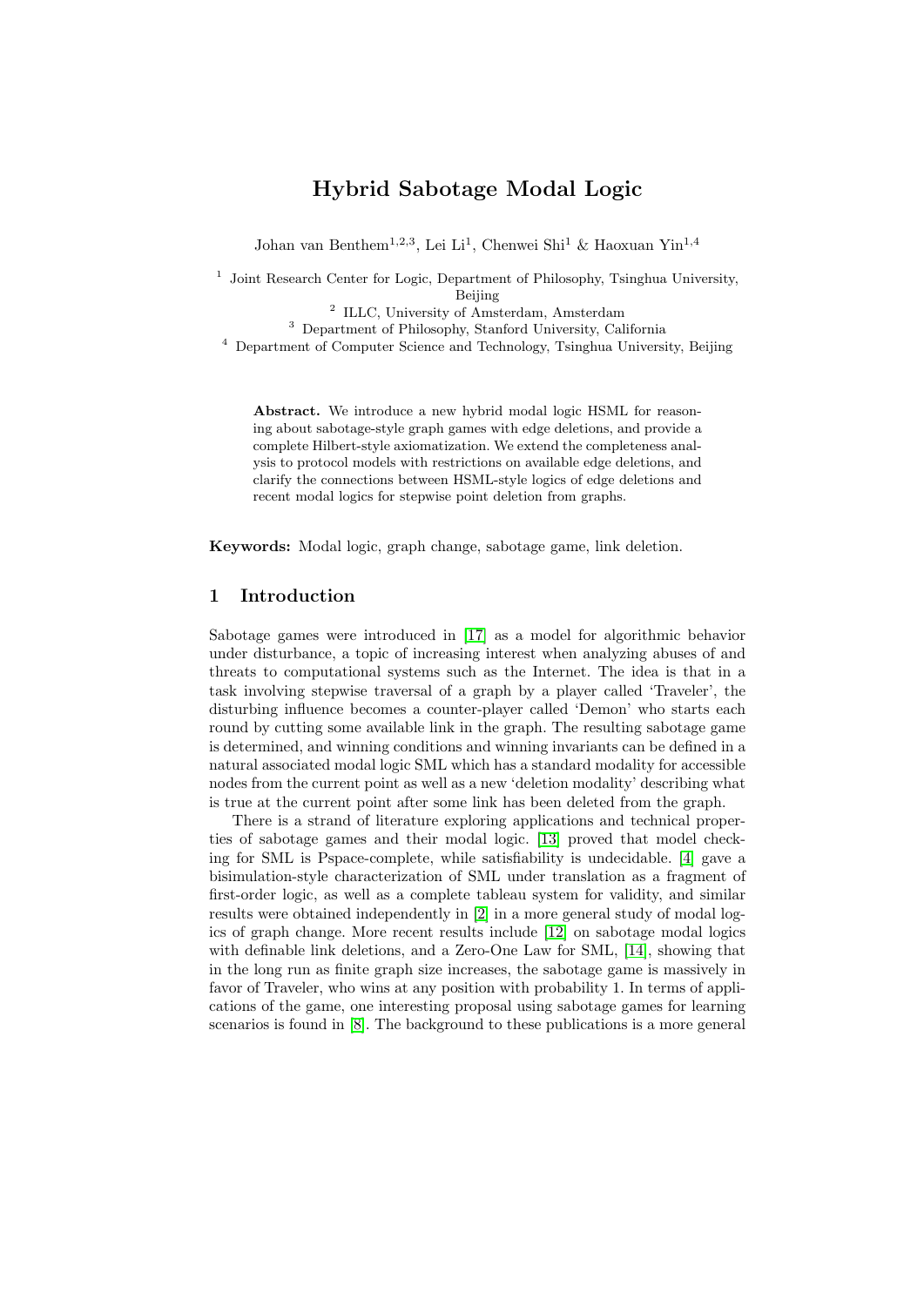# Hybrid Sabotage Modal Logic

Johan van Benthem[1,2,3], Lei Li[1], Chenwei Shi[1] & Haoxuan Yin[1,4]

[1] Joint Research Center for Logic, Department of Philosophy, Tsinghua University, Beijing
[2] ILLC, University of Amsterdam, Amsterdam
[3] Department of Philosophy, Stanford University, California
[4] Department of Computer Science and Technology, Tsinghua University, Beijing

**Abstract.** We introduce a new hybrid modal logic HSML for reasoning about sabotage-style graph games with edge deletions, and provide a complete Hilbert-style axiomatization. We extend the completeness analysis to protocol models with restrictions on available edge deletions, and clarify the connections between HSML-style logics of edge deletions and recent modal logics for stepwise point deletion from graphs.

**Keywords:** Modal logic, graph change, sabotage game, link deletion.

## 1 Introduction

Sabotage games were introduced in [17] as a model for algorithmic behavior under disturbance, a topic of increasing interest when analyzing abuses of and threats to computational systems such as the Internet. The idea is that in a task involving stepwise traversal of a graph by a player called 'Traveler', the disturbing influence becomes a counter-player called 'Demon' who starts each round by cutting some available link in the graph. The resulting sabotage game is determined, and winning conditions and winning invariants can be defined in a natural associated modal logic SML which has a standard modality for accessible nodes from the current point as well as a new 'deletion modality' describing what is true at the current point after some link has been deleted from the graph.

There is a strand of literature exploring applications and technical properties of sabotage games and their modal logic. [13] proved that model checking for SML is Pspace-complete, while satisfiability is undecidable. [4] gave a bisimulation-style characterization of SML under translation as a fragment of first-order logic, as well as a complete tableau system for validity, and similar results were obtained independently in [2] in a more general study of modal logics of graph change. More recent results include [12] on sabotage modal logics with definable link deletions, and a Zero-One Law for SML, [14], showing that in the long run as finite graph size increases, the sabotage game is massively in favor of Traveler, who wins at any position with probability 1. In terms of applications of the game, one interesting proposal using sabotage games for learning scenarios is found in [8]. The background to these publications is a more general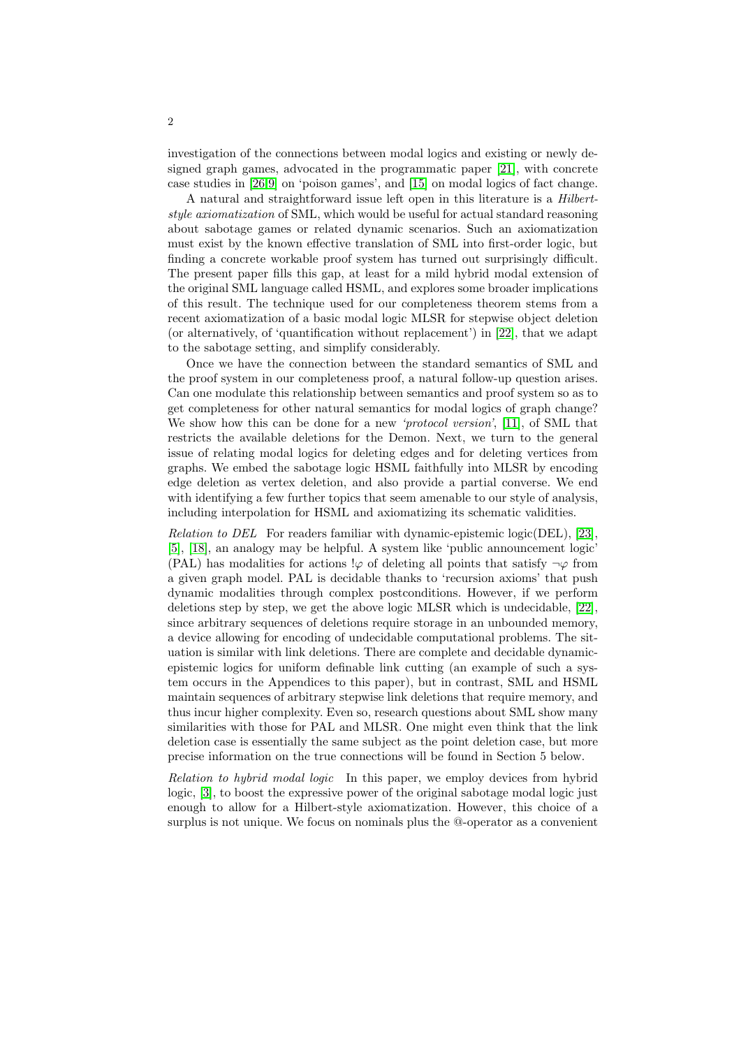investigation of the connections between modal logics and existing or newly designed graph games, advocated in the programmatic paper [21], with concrete case studies in [26,9] on 'poison games', and [15] on modal logics of fact change.

A natural and straightforward issue left open in this literature is a *Hilbert-style axiomatization* of SML, which would be useful for actual standard reasoning about sabotage games or related dynamic scenarios. Such an axiomatization must exist by the known effective translation of SML into first-order logic, but finding a concrete workable proof system has turned out surprisingly difficult. The present paper fills this gap, at least for a mild hybrid modal extension of the original SML language called HSML, and explores some broader implications of this result. The technique used for our completeness theorem stems from a recent axiomatization of a basic modal logic MLSR for stepwise object deletion (or alternatively, of 'quantification without replacement') in [22], that we adapt to the sabotage setting, and simplify considerably.

Once we have the connection between the standard semantics of SML and the proof system in our completeness proof, a natural follow-up question arises. Can one modulate this relationship between semantics and proof system so as to get completeness for other natural semantics for modal logics of graph change? We show how this can be done for a new *'protocol version'*, [11], of SML that restricts the available deletions for the Demon. Next, we turn to the general issue of relating modal logics for deleting edges and for deleting vertices from graphs. We embed the sabotage logic HSML faithfully into MLSR by encoding edge deletion as vertex deletion, and also provide a partial converse. We end with identifying a few further topics that seem amenable to our style of analysis, including interpolation for HSML and axiomatizing its schematic validities.

*Relation to DEL* For readers familiar with dynamic-epistemic logic(DEL), [23], [5], [18], an analogy may be helpful. A system like 'public announcement logic' (PAL) has modalities for actions $!\varphi$ of deleting all points that satisfy $\neg\varphi$ from a given graph model. PAL is decidable thanks to 'recursion axioms' that push dynamic modalities through complex postconditions. However, if we perform deletions step by step, we get the above logic MLSR which is undecidable, [22], since arbitrary sequences of deletions require storage in an unbounded memory, a device allowing for encoding of undecidable computational problems. The situation is similar with link deletions. There are complete and decidable dynamic-epistemic logics for uniform definable link cutting (an example of such a system occurs in the Appendices to this paper), but in contrast, SML and HSML maintain sequences of arbitrary stepwise link deletions that require memory, and thus incur higher complexity. Even so, research questions about SML show many similarities with those for PAL and MLSR. One might even think that the link deletion case is essentially the same subject as the point deletion case, but more precise information on the true connections will be found in Section 5 below.

*Relation to hybrid modal logic* In this paper, we employ devices from hybrid logic, [3], to boost the expressive power of the original sabotage modal logic just enough to allow for a Hilbert-style axiomatization. However, this choice of a surplus is not unique. We focus on nominals plus the @-operator as a convenient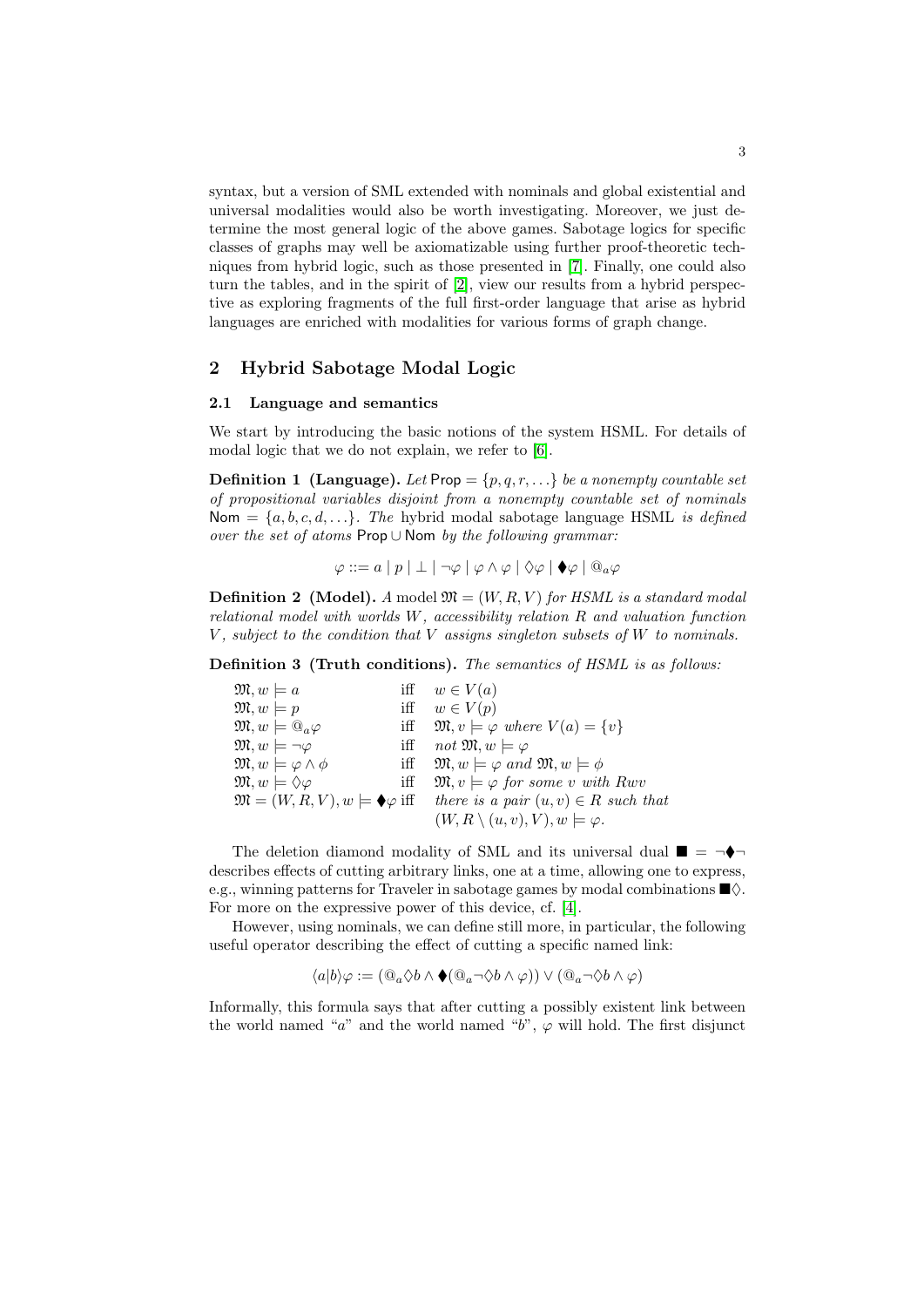syntax, but a version of SML extended with nominals and global existential and universal modalities would also be worth investigating. Moreover, we just determine the most general logic of the above games. Sabotage logics for specific classes of graphs may well be axiomatizable using further proof-theoretic techniques from hybrid logic, such as those presented in [7]. Finally, one could also turn the tables, and in the spirit of [2], view our results from a hybrid perspective as exploring fragments of the full first-order language that arise as hybrid languages are enriched with modalities for various forms of graph change.

## 2 Hybrid Sabotage Modal Logic

### 2.1 Language and semantics

We start by introducing the basic notions of the system HSML. For details of modal logic that we do not explain, we refer to [6].

**Definition 1 (Language).** *Let* $\mathsf{Prop} = \{p, q, r, \ldots\}$ *be a nonempty countable set of propositional variables disjoint from a nonempty countable set of nominals* $\mathsf{Nom} = \{a, b, c, d, \ldots\}$*. The* hybrid modal sabotage language HSML *is defined over the set of atoms* $\mathsf{Prop} \cup \mathsf{Nom}$ *by the following grammar:*

$$\varphi ::= a \mid p \mid \bot \mid \neg\varphi \mid \varphi \wedge \varphi \mid \Diamond\varphi \mid \blacklozenge\varphi \mid @_a\varphi$$

**Definition 2 (Model).** *A* model $\mathfrak{M} = (W, R, V)$ *for HSML is a standard modal relational model with worlds* $W$*, accessibility relation* $R$ *and valuation function* $V$*, subject to the condition that* $V$ *assigns singleton subsets of* $W$ *to nominals.*

**Definition 3 (Truth conditions).** *The semantics of HSML is as follows:*

| | | |
|---|---|---|
| $\mathfrak{M}, w \models a$ | iff | $w \in V(a)$ |
| $\mathfrak{M}, w \models p$ | iff | $w \in V(p)$ |
| $\mathfrak{M}, w \models @_a\varphi$ | iff | $\mathfrak{M}, v \models \varphi$ *where* $V(a) = \{v\}$ |
| $\mathfrak{M}, w \models \neg\varphi$ | iff | *not* $\mathfrak{M}, w \models \varphi$ |
| $\mathfrak{M}, w \models \varphi \wedge \phi$ | iff | $\mathfrak{M}, w \models \varphi$ *and* $\mathfrak{M}, w \models \phi$ |
| $\mathfrak{M}, w \models \Diamond\varphi$ | iff | $\mathfrak{M}, v \models \varphi$ *for some* $v$ *with* $Rwv$ |
| $\mathfrak{M} = (W, R, V), w \models \blacklozenge\varphi$ | iff | *there is a pair* $(u, v) \in R$ *such that* $(W, R \setminus (u, v), V), w \models \varphi$. |

The deletion diamond modality of SML and its universal dual $\blacksquare = \neg\blacklozenge\neg$ describes effects of cutting arbitrary links, one at a time, allowing one to express, e.g., winning patterns for Traveler in sabotage games by modal combinations $\blacksquare\Diamond$. For more on the expressive power of this device, cf. [4].

However, using nominals, we can define still more, in particular, the following useful operator describing the effect of cutting a specific named link:

$$\langle a|b\rangle\varphi := (@_a\Diamond b \wedge \blacklozenge(@_a\neg\Diamond b \wedge \varphi)) \vee (@_a\neg\Diamond b \wedge \varphi)$$

Informally, this formula says that after cutting a possibly existent link between the world named "$a$" and the world named "$b$", $\varphi$ will hold. The first disjunct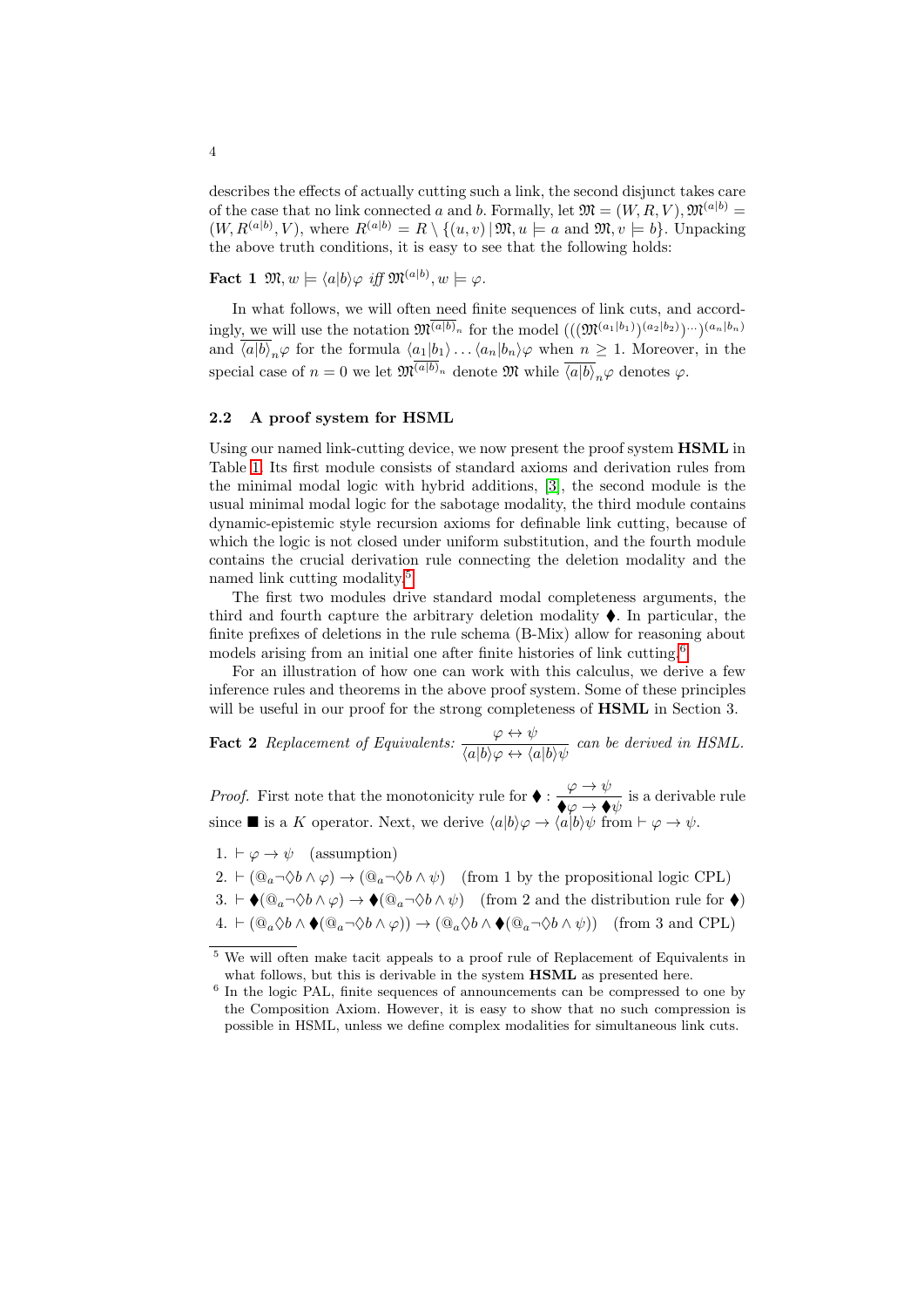describes the effects of actually cutting such a link, the second disjunct takes care of the case that no link connected $a$ and $b$. Formally, let $\mathfrak{M} = (W, R, V)$, $\mathfrak{M}^{(a|b)} = (W, R^{(a|b)}, V)$, where $R^{(a|b)} = R \setminus \{(u, v) \mid \mathfrak{M}, u \models a \text{ and } \mathfrak{M}, v \models b\}$. Unpacking the above truth conditions, it is easy to see that the following holds:

**Fact 1** $\mathfrak{M}, w \models \langle a|b\rangle\varphi$ *iff* $\mathfrak{M}^{(a|b)}, w \models \varphi$.

In what follows, we will often need finite sequences of link cuts, and accordingly, we will use the notation $\mathfrak{M}^{\overline{(a|b)}_n}$ for the model $(((\mathfrak{M}^{(a_1|b_1)})^{(a_2|b_2)})^{\cdots})^{(a_n|b_n)}$ and $\overline{\langle a|b\rangle}_n\varphi$ for the formula $\langle a_1|b_1\rangle \ldots \langle a_n|b_n\rangle\varphi$ when $n \geq 1$. Moreover, in the special case of $n = 0$ we let $\mathfrak{M}^{\overline{(a|b)}_n}$ denote $\mathfrak{M}$ while $\overline{\langle a|b\rangle}_n\varphi$ denotes $\varphi$.

### 2.2 A proof system for HSML

Using our named link-cutting device, we now present the proof system **HSML** in Table 1. Its first module consists of standard axioms and derivation rules from the minimal modal logic with hybrid additions, [3], the second module is the usual minimal modal logic for the sabotage modality, the third module contains dynamic-epistemic style recursion axioms for definable link cutting, because of which the logic is not closed under uniform substitution, and the fourth module contains the crucial derivation rule connecting the deletion modality and the named link cutting modality.[5]

The first two modules drive standard modal completeness arguments, the third and fourth capture the arbitrary deletion modality $\blacklozenge$. In particular, the finite prefixes of deletions in the rule schema (B-Mix) allow for reasoning about models arising from an initial one after finite histories of link cutting.[6]

For an illustration of how one can work with this calculus, we derive a few inference rules and theorems in the above proof system. Some of these principles will be useful in our proof for the strong completeness of **HSML** in Section 3.

**Fact 2** *Replacement of Equivalents:* $\dfrac{\varphi \leftrightarrow \psi}{\langle a|b\rangle\varphi \leftrightarrow \langle a|b\rangle\psi}$ *can be derived in HSML.*

*Proof.* First note that the monotonicity rule for $\blacklozenge$ : $\dfrac{\varphi \to \psi}{\blacklozenge\varphi \to \blacklozenge\psi}$ is a derivable rule since $\blacksquare$ is a $K$ operator. Next, we derive $\langle a|b\rangle\varphi \to \langle a|b\rangle\psi$ from $\vdash \varphi \to \psi$.

1. $\vdash \varphi \to \psi$ (assumption)
2. $\vdash (@_a\neg\Diamond b \wedge \varphi) \to (@_a\neg\Diamond b \wedge \psi)$ (from 1 by the propositional logic CPL)
3. $\vdash \blacklozenge(@_a\neg\Diamond b \wedge \varphi) \to \blacklozenge(@_a\neg\Diamond b \wedge \psi)$ (from 2 and the distribution rule for $\blacklozenge$)
4. $\vdash (@_a\Diamond b \wedge \blacklozenge(@_a\neg\Diamond b \wedge \varphi)) \to (@_a\Diamond b \wedge \blacklozenge(@_a\neg\Diamond b \wedge \psi))$ (from 3 and CPL)

[5] We will often make tacit appeals to a proof rule of Replacement of Equivalents in what follows, but this is derivable in the system **HSML** as presented here.

[6] In the logic PAL, finite sequences of announcements can be compressed to one by the Composition Axiom. However, it is easy to show that no such compression is possible in HSML, unless we define complex modalities for simultaneous link cuts.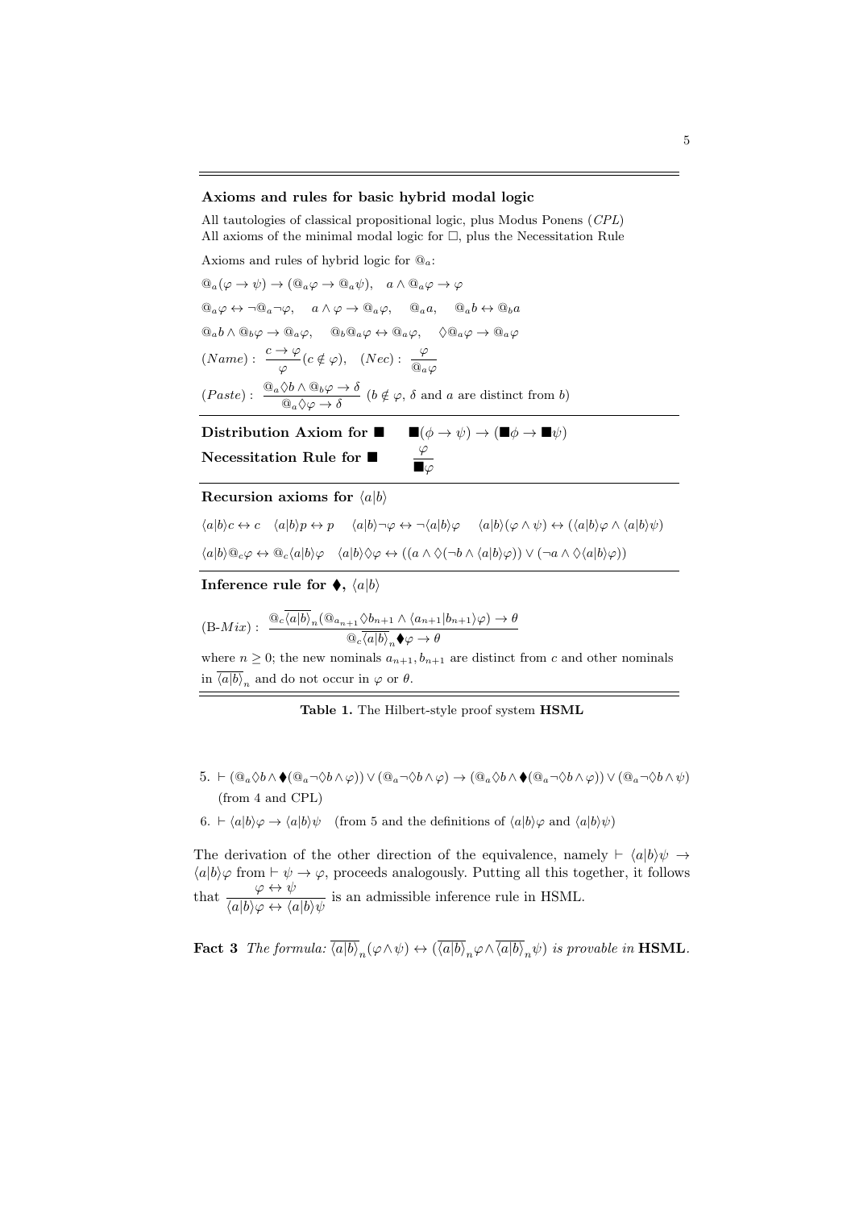**Axioms and rules for basic hybrid modal logic**

All tautologies of classical propositional logic, plus Modus Ponens ($CPL$)
All axioms of the minimal modal logic for $\Box$, plus the Necessitation Rule

Axioms and rules of hybrid logic for $@_a$:

$@_a(\varphi \to \psi) \to (@_a\varphi \to @_a\psi), \quad a \wedge @_a\varphi \to \varphi$

$@_a\varphi \leftrightarrow \neg @_a\neg\varphi, \quad a \wedge \varphi \to @_a\varphi, \quad @_a a, \quad @_a b \leftrightarrow @_b a$

$@_a b \wedge @_b\varphi \to @_a\varphi, \quad @_b @_a\varphi \leftrightarrow @_a\varphi, \quad \Diamond @_a\varphi \to @_a\varphi$

$(Name): \ \dfrac{c \to \varphi}{\varphi}(c \notin \varphi), \quad (Nec): \ \dfrac{\varphi}{@_a\varphi}$

$(Paste): \ \dfrac{@_a\Diamond b \wedge @_b\varphi \to \delta}{@_a\Diamond\varphi \to \delta}$ ($b \notin \varphi$, $\delta$ and $a$ are distinct from $b$)

**Distribution Axiom for $\blacksquare$** $\quad \blacksquare(\phi \to \psi) \to (\blacksquare\phi \to \blacksquare\psi)$

**Necessitation Rule for $\blacksquare$** $\quad \dfrac{\varphi}{\blacksquare\varphi}$

**Recursion axioms for $\langle a|b\rangle$**

$\langle a|b\rangle c \leftrightarrow c \quad \langle a|b\rangle p \leftrightarrow p \quad \langle a|b\rangle\neg\varphi \leftrightarrow \neg\langle a|b\rangle\varphi \quad \langle a|b\rangle(\varphi \wedge \psi) \leftrightarrow (\langle a|b\rangle\varphi \wedge \langle a|b\rangle\psi)$

$\langle a|b\rangle @_c\varphi \leftrightarrow @_c\langle a|b\rangle\varphi \quad \langle a|b\rangle\Diamond\varphi \leftrightarrow ((a \wedge \Diamond(\neg b \wedge \langle a|b\rangle\varphi)) \vee (\neg a \wedge \Diamond\langle a|b\rangle\varphi))$

**Inference rule for $\blacklozenge$, $\langle a|b\rangle$**

$(\text{B-}Mix): \ \dfrac{@_c\overline{\langle a|b\rangle}_n(@_{a_{n+1}}\Diamond b_{n+1} \wedge \langle a_{n+1}|b_{n+1}\rangle\varphi) \to \theta}{@_c\overline{\langle a|b\rangle}_n\blacklozenge\varphi \to \theta}$

where $n \geq 0$; the new nominals $a_{n+1}, b_{n+1}$ are distinct from $c$ and other nominals in $\overline{\langle a|b\rangle}_n$ and do not occur in $\varphi$ or $\theta$.

**Table 1.** The Hilbert-style proof system **HSML**

5. $\vdash (@_a\Diamond b \wedge \blacklozenge(@_a\neg\Diamond b \wedge \varphi)) \vee (@_a\neg\Diamond b \wedge \varphi) \to (@_a\Diamond b \wedge \blacklozenge(@_a\neg\Diamond b \wedge \varphi)) \vee (@_a\neg\Diamond b \wedge \psi)$ (from 4 and CPL)
6. $\vdash \langle a|b\rangle\varphi \to \langle a|b\rangle\psi$ (from 5 and the definitions of $\langle a|b\rangle\varphi$ and $\langle a|b\rangle\psi$)

The derivation of the other direction of the equivalence, namely $\vdash \langle a|b\rangle\psi \to \langle a|b\rangle\varphi$ from $\vdash \psi \to \varphi$, proceeds analogously. Putting all this together, it follows that $\dfrac{\varphi \leftrightarrow \psi}{\langle a|b\rangle\varphi \leftrightarrow \langle a|b\rangle\psi}$ is an admissible inference rule in HSML.

**Fact 3** *The formula:* $\overline{\langle a|b\rangle}_n(\varphi \wedge \psi) \leftrightarrow (\overline{\langle a|b\rangle}_n\varphi \wedge \overline{\langle a|b\rangle}_n\psi)$ *is provable in* **HSML**.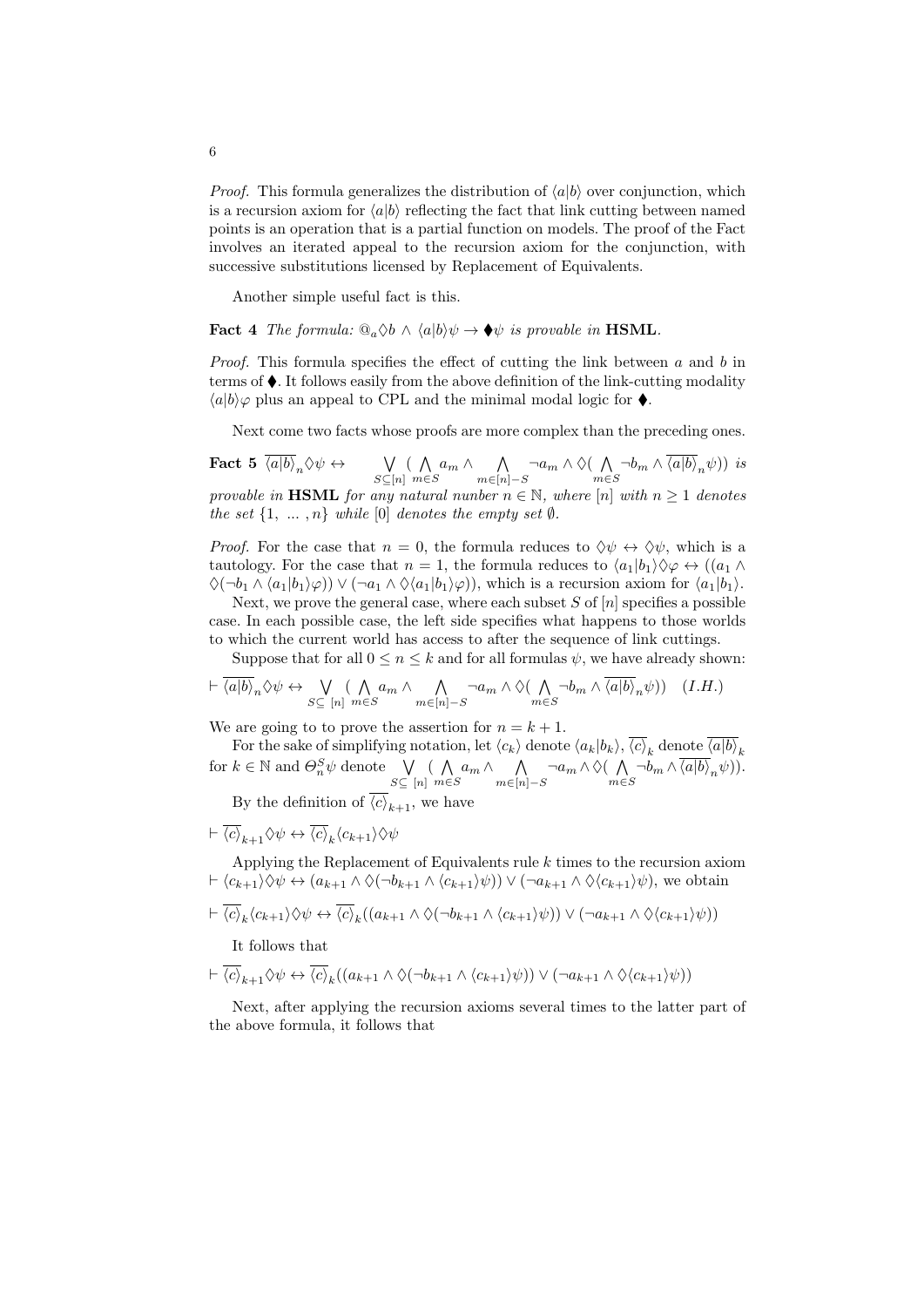*Proof.* This formula generalizes the distribution of $\langle a|b\rangle$ over conjunction, which is a recursion axiom for $\langle a|b\rangle$ reflecting the fact that link cutting between named points is an operation that is a partial function on models. The proof of the Fact involves an iterated appeal to the recursion axiom for the conjunction, with successive substitutions licensed by Replacement of Equivalents.

Another simple useful fact is this.

**Fact 4** *The formula:* $@_a\Diamond b \wedge \langle a|b\rangle\psi \rightarrow \blacklozenge\psi$ *is provable in* **HSML**.

*Proof.* This formula specifies the effect of cutting the link between $a$ and $b$ in terms of $\blacklozenge$. It follows easily from the above definition of the link-cutting modality $\langle a|b\rangle\varphi$ plus an appeal to CPL and the minimal modal logic for $\blacklozenge$.

Next come two facts whose proofs are more complex than the preceding ones.

**Fact 5** $\overline{\langle a|b\rangle}_n\Diamond\psi \leftrightarrow \bigvee_{S\subseteq[n]}(\bigwedge_{m\in S} a_m \wedge \bigwedge_{m\in[n]-S}\neg a_m \wedge \Diamond(\bigwedge_{m\in S}\neg b_m \wedge \overline{\langle a|b\rangle}_n\psi))$ *is provable in* **HSML** *for any natural number* $n \in \mathbb{N}$*, where* $[n]$ *with* $n \geq 1$ *denotes the set* $\{1, \ \dots\ , n\}$ *while* $[0]$ *denotes the empty set* $\emptyset$*.*

*Proof.* For the case that $n = 0$, the formula reduces to $\Diamond\psi \leftrightarrow \Diamond\psi$, which is a tautology. For the case that $n = 1$, the formula reduces to $\langle a_1|b_1\rangle\Diamond\varphi \leftrightarrow ((a_1 \wedge \Diamond(\neg b_1 \wedge \langle a_1|b_1\rangle\varphi)) \vee (\neg a_1 \wedge \Diamond\langle a_1|b_1\rangle\varphi))$, which is a recursion axiom for $\langle a_1|b_1\rangle$.

Next, we prove the general case, where each subset $S$ of $[n]$ specifies a possible case. In each possible case, the left side specifies what happens to those worlds to which the current world has access to after the sequence of link cuttings.

Suppose that for all $0 \leq n \leq k$ and for all formulas $\psi$, we have already shown:

$$\vdash \overline{\langle a|b\rangle}_n\Diamond\psi \leftrightarrow \bigvee_{S\subseteq\ [n]}(\bigwedge_{m\in S} a_m \wedge \bigwedge_{m\in[n]-S}\neg a_m \wedge \Diamond(\bigwedge_{m\in S}\neg b_m \wedge \overline{\langle a|b\rangle}_n\psi)) \quad (I.H.)$$

We are going to to prove the assertion for $n = k + 1$.

For the sake of simplifying notation, let $\langle c_k\rangle$ denote $\langle a_k|b_k\rangle$, $\overline{\langle c\rangle}_k$ denote $\overline{\langle a|b\rangle}_k$ for $k \in \mathbb{N}$ and $\Theta^S_n\psi$ denote $\bigvee_{S\subseteq\ [n]}(\bigwedge_{m\in S} a_m \wedge \bigwedge_{m\in[n]-S}\neg a_m \wedge \Diamond(\bigwedge_{m\in S}\neg b_m \wedge \overline{\langle a|b\rangle}_n\psi))$.

By the definition of $\overline{\langle c\rangle}_{k+1}$, we have

$$\vdash \overline{\langle c\rangle}_{k+1}\Diamond\psi \leftrightarrow \overline{\langle c\rangle}_k\langle c_{k+1}\rangle\Diamond\psi$$

Applying the Replacement of Equivalents rule $k$ times to the recursion axiom $\vdash \langle c_{k+1}\rangle\Diamond\psi \leftrightarrow (a_{k+1} \wedge \Diamond(\neg b_{k+1} \wedge \langle c_{k+1}\rangle\psi)) \vee (\neg a_{k+1} \wedge \Diamond\langle c_{k+1}\rangle\psi)$, we obtain

$$\vdash \overline{\langle c\rangle}_k\langle c_{k+1}\rangle\Diamond\psi \leftrightarrow \overline{\langle c\rangle}_k((a_{k+1} \wedge \Diamond(\neg b_{k+1} \wedge \langle c_{k+1}\rangle\psi)) \vee (\neg a_{k+1} \wedge \Diamond\langle c_{k+1}\rangle\psi))$$

It follows that

$$\vdash \overline{\langle c\rangle}_{k+1}\Diamond\psi \leftrightarrow \overline{\langle c\rangle}_k((a_{k+1} \wedge \Diamond(\neg b_{k+1} \wedge \langle c_{k+1}\rangle\psi)) \vee (\neg a_{k+1} \wedge \Diamond\langle c_{k+1}\rangle\psi))$$

Next, after applying the recursion axioms several times to the latter part of the above formula, it follows that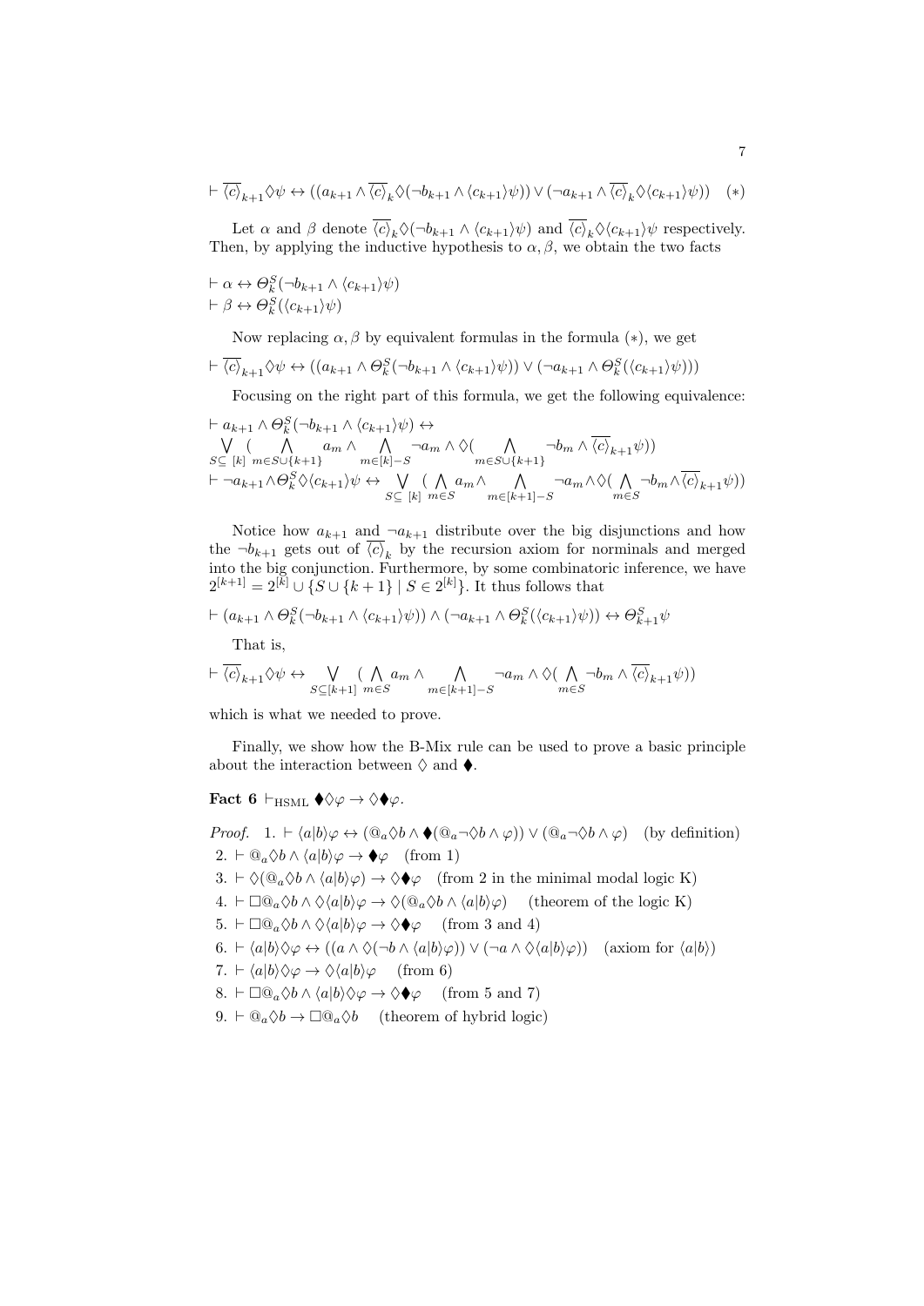$$\vdash \overline{\langle c\rangle}_{k+1}\Diamond\psi \leftrightarrow ((a_{k+1} \wedge \overline{\langle c\rangle}_k\Diamond(\neg b_{k+1} \wedge \langle c_{k+1}\rangle\psi)) \vee (\neg a_{k+1} \wedge \overline{\langle c\rangle}_k\Diamond\langle c_{k+1}\rangle\psi)) \quad (*)$$

Let $\alpha$ and $\beta$ denote $\overline{\langle c\rangle}_k\Diamond(\neg b_{k+1} \wedge \langle c_{k+1}\rangle\psi)$ and $\overline{\langle c\rangle}_k\Diamond\langle c_{k+1}\rangle\psi$ respectively. Then, by applying the inductive hypothesis to $\alpha, \beta$, we obtain the two facts

$$\vdash \alpha \leftrightarrow \Theta_k^S(\neg b_{k+1} \wedge \langle c_{k+1}\rangle\psi)$$
$$\vdash \beta \leftrightarrow \Theta_k^S(\langle c_{k+1}\rangle\psi)$$

Now replacing $\alpha, \beta$ by equivalent formulas in the formula $(*)$, we get

$$\vdash \overline{\langle c\rangle}_{k+1}\Diamond\psi \leftrightarrow ((a_{k+1} \wedge \Theta_k^S(\neg b_{k+1} \wedge \langle c_{k+1}\rangle\psi)) \vee (\neg a_{k+1} \wedge \Theta_k^S(\langle c_{k+1}\rangle\psi)))$$

Focusing on the right part of this formula, we get the following equivalence:

$$\vdash a_{k+1} \wedge \Theta_k^S(\neg b_{k+1} \wedge \langle c_{k+1}\rangle\psi) \leftrightarrow$$
$$\bigvee_{S\subseteq\ [k]} (\bigwedge_{m\in S\cup\{k+1\}} a_m \wedge \bigwedge_{m\in[k]-S} \neg a_m \wedge \Diamond(\bigwedge_{m\in S\cup\{k+1\}} \neg b_m \wedge \overline{\langle c\rangle}_{k+1}\psi))$$
$$\vdash \neg a_{k+1} \wedge \Theta_k^S\Diamond\langle c_{k+1}\rangle\psi \leftrightarrow \bigvee_{S\subseteq\ [k]} (\bigwedge_{m\in S} a_m \wedge \bigwedge_{m\in[k+1]-S} \neg a_m \wedge \Diamond(\bigwedge_{m\in S} \neg b_m \wedge \overline{\langle c\rangle}_{k+1}\psi))$$

Notice how $a_{k+1}$ and $\neg a_{k+1}$ distribute over the big disjunctions and how the $\neg b_{k+1}$ gets out of $\overline{\langle c\rangle}_k$ by the recursion axiom for norminals and merged into the big conjunction. Furthermore, by some combinatoric inference, we have $2^{[k+1]} = 2^{[k]} \cup \{S \cup \{k+1\} \mid S \in 2^{[k]}\}$. It thus follows that

$$\vdash (a_{k+1} \wedge \Theta_k^S(\neg b_{k+1} \wedge \langle c_{k+1}\rangle\psi)) \wedge (\neg a_{k+1} \wedge \Theta_k^S(\langle c_{k+1}\rangle\psi)) \leftrightarrow \Theta_{k+1}^S\psi$$

That is,

$$\vdash \overline{\langle c\rangle}_{k+1}\Diamond\psi \leftrightarrow \bigvee_{S\subseteq[k+1]} (\bigwedge_{m\in S} a_m \wedge \bigwedge_{m\in[k+1]-S} \neg a_m \wedge \Diamond(\bigwedge_{m\in S} \neg b_m \wedge \overline{\langle c\rangle}_{k+1}\psi))$$

which is what we needed to prove.

Finally, we show how the B-Mix rule can be used to prove a basic principle about the interaction between $\Diamond$ and $\blacklozenge$.

**Fact 6** $\vdash_{\mathrm{HSML}} \blacklozenge\Diamond\varphi \to \Diamond\blacklozenge\varphi$.

*Proof.*
1. $\vdash \langle a|b\rangle\varphi \leftrightarrow (@_a\Diamond b \wedge \blacklozenge(@_a\neg\Diamond b \wedge \varphi)) \vee (@_a\neg\Diamond b \wedge \varphi)$ (by definition)
2. $\vdash @_a\Diamond b \wedge \langle a|b\rangle\varphi \to \blacklozenge\varphi$ (from 1)
3. $\vdash \Diamond(@_a\Diamond b \wedge \langle a|b\rangle\varphi) \to \Diamond\blacklozenge\varphi$ (from 2 in the minimal modal logic K)
4. $\vdash \Box @_a\Diamond b \wedge \Diamond\langle a|b\rangle\varphi \to \Diamond(@_a\Diamond b \wedge \langle a|b\rangle\varphi)$ (theorem of the logic K)
5. $\vdash \Box @_a\Diamond b \wedge \Diamond\langle a|b\rangle\varphi \to \Diamond\blacklozenge\varphi$ (from 3 and 4)
6. $\vdash \langle a|b\rangle\Diamond\varphi \leftrightarrow ((a \wedge \Diamond(\neg b \wedge \langle a|b\rangle\varphi)) \vee (\neg a \wedge \Diamond\langle a|b\rangle\varphi))$ (axiom for $\langle a|b\rangle$)
7. $\vdash \langle a|b\rangle\Diamond\varphi \to \Diamond\langle a|b\rangle\varphi$ (from 6)
8. $\vdash \Box @_a\Diamond b \wedge \langle a|b\rangle\Diamond\varphi \to \Diamond\blacklozenge\varphi$ (from 5 and 7)
9. $\vdash @_a\Diamond b \to \Box @_a\Diamond b$ (theorem of hybrid logic)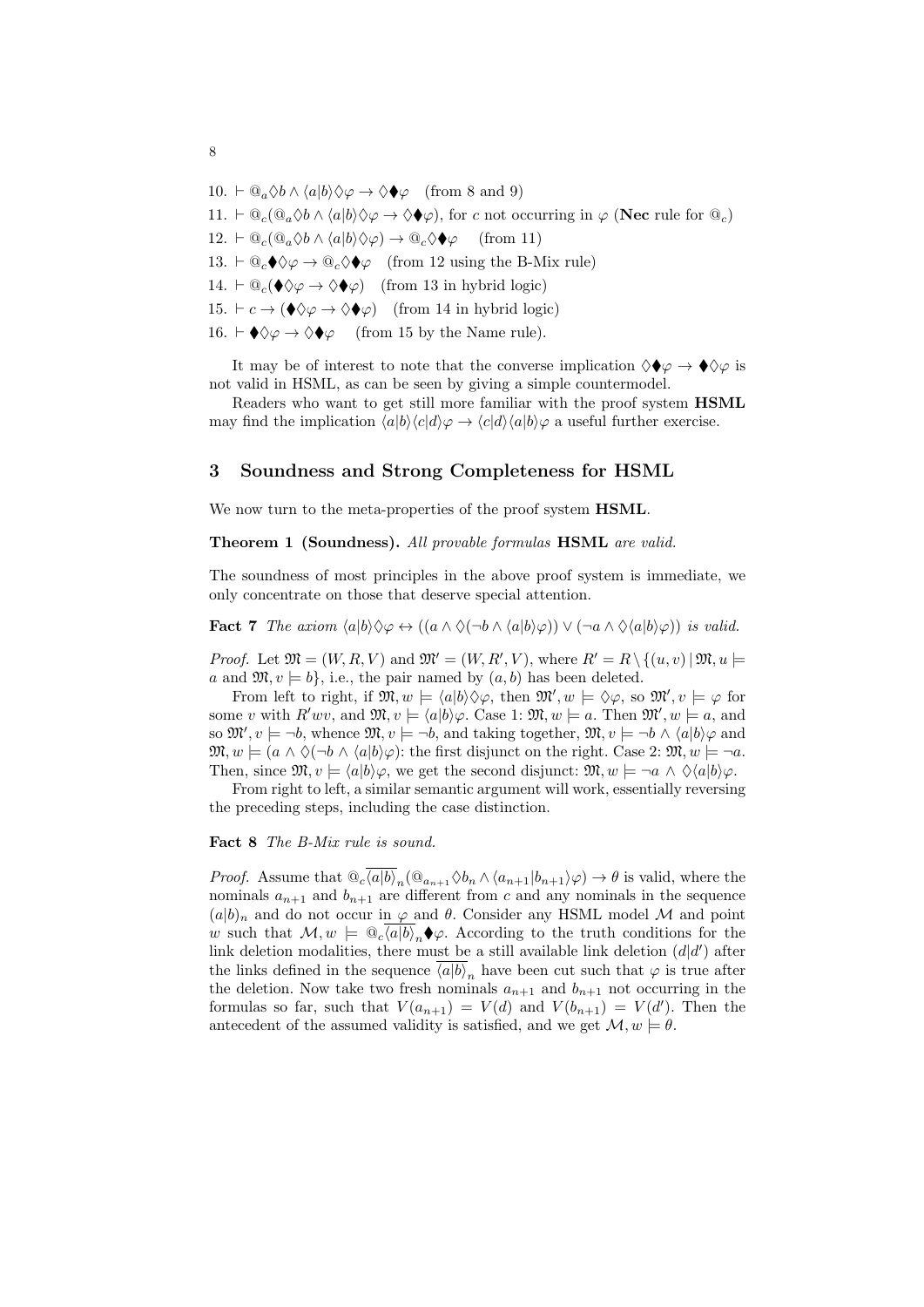10. $\vdash @_a\Diamond b \wedge \langle a|b\rangle\Diamond\varphi \rightarrow \Diamond\blacklozenge\varphi$ (from 8 and 9)
11. $\vdash @_c(@_a\Diamond b \wedge \langle a|b\rangle\Diamond\varphi \rightarrow \Diamond\blacklozenge\varphi)$, for $c$ not occurring in $\varphi$ (**Nec** rule for $@_c$)
12. $\vdash @_c(@_a\Diamond b \wedge \langle a|b\rangle\Diamond\varphi) \rightarrow @_c\Diamond\blacklozenge\varphi$ (from 11)
13. $\vdash @_c\blacklozenge\Diamond\varphi \rightarrow @_c\Diamond\blacklozenge\varphi$ (from 12 using the B-Mix rule)
14. $\vdash @_c(\blacklozenge\Diamond\varphi \rightarrow \Diamond\blacklozenge\varphi)$ (from 13 in hybrid logic)
15. $\vdash c \rightarrow (\blacklozenge\Diamond\varphi \rightarrow \Diamond\blacklozenge\varphi)$ (from 14 in hybrid logic)
16. $\vdash \blacklozenge\Diamond\varphi \rightarrow \Diamond\blacklozenge\varphi$ (from 15 by the Name rule).

It may be of interest to note that the converse implication $\Diamond\blacklozenge\varphi \rightarrow \blacklozenge\Diamond\varphi$ is not valid in HSML, as can be seen by giving a simple countermodel.

Readers who want to get still more familiar with the proof system **HSML** may find the implication $\langle a|b\rangle\langle c|d\rangle\varphi \rightarrow \langle c|d\rangle\langle a|b\rangle\varphi$ a useful further exercise.

## 3 Soundness and Strong Completeness for HSML

We now turn to the meta-properties of the proof system **HSML**.

**Theorem 1 (Soundness).** *All provable formulas* **HSML** *are valid.*

The soundness of most principles in the above proof system is immediate, we only concentrate on those that deserve special attention.

**Fact 7** *The axiom* $\langle a|b\rangle\Diamond\varphi \leftrightarrow ((a \wedge \Diamond(\neg b \wedge \langle a|b\rangle\varphi)) \vee (\neg a \wedge \Diamond\langle a|b\rangle\varphi))$ *is valid.*

*Proof.* Let $\mathfrak{M} = (W, R, V)$ and $\mathfrak{M}' = (W, R', V)$, where $R' = R \setminus \{(u, v) \mid \mathfrak{M}, u \models a \text{ and } \mathfrak{M}, v \models b\}$, i.e., the pair named by $(a, b)$ has been deleted.

From left to right, if $\mathfrak{M}, w \models \langle a|b\rangle\Diamond\varphi$, then $\mathfrak{M}', w \models \Diamond\varphi$, so $\mathfrak{M}', v \models \varphi$ for some $v$ with $R'wv$, and $\mathfrak{M}, v \models \langle a|b\rangle\varphi$. Case 1: $\mathfrak{M}, w \models a$. Then $\mathfrak{M}', w \models a$, and so $\mathfrak{M}', v \models \neg b$, whence $\mathfrak{M}, v \models \neg b$, and taking together, $\mathfrak{M}, v \models \neg b \wedge \langle a|b\rangle\varphi$ and $\mathfrak{M}, w \models (a \wedge \Diamond(\neg b \wedge \langle a|b\rangle\varphi)$: the first disjunct on the right. Case 2: $\mathfrak{M}, w \models \neg a$. Then, since $\mathfrak{M}, v \models \langle a|b\rangle\varphi$, we get the second disjunct: $\mathfrak{M}, w \models \neg a \wedge \Diamond\langle a|b\rangle\varphi$.

From right to left, a similar semantic argument will work, essentially reversing the preceding steps, including the case distinction.

**Fact 8** *The B-Mix rule is sound.*

*Proof.* Assume that $@_c\overline{\langle a|b\rangle}_n(@_{a_{n+1}}\Diamond b_n \wedge \langle a_{n+1}|b_{n+1}\rangle\varphi) \rightarrow \theta$ is valid, where the nominals $a_{n+1}$ and $b_{n+1}$ are different from $c$ and any nominals in the sequence $(a|b)_n$ and do not occur in $\varphi$ and $\theta$. Consider any HSML model $\mathcal{M}$ and point $w$ such that $\mathcal{M}, w \models @_c\overline{\langle a|b\rangle}_n\blacklozenge\varphi$. According to the truth conditions for the link deletion modalities, there must be a still available link deletion $(d|d')$ after the links defined in the sequence $\overline{\langle a|b\rangle}_n$ have been cut such that $\varphi$ is true after the deletion. Now take two fresh nominals $a_{n+1}$ and $b_{n+1}$ not occurring in the formulas so far, such that $V(a_{n+1}) = V(d)$ and $V(b_{n+1}) = V(d')$. Then the antecedent of the assumed validity is satisfied, and we get $\mathcal{M}, w \models \theta$.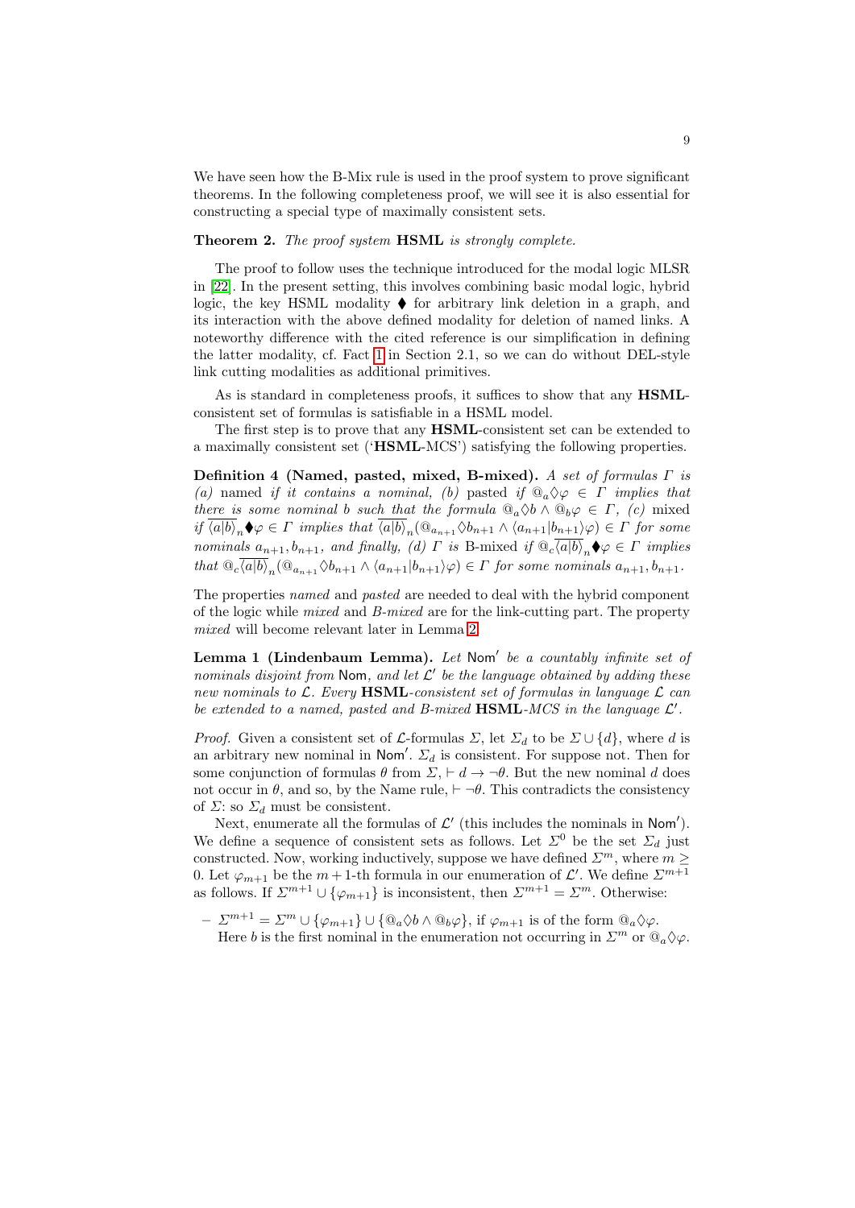We have seen how the B-Mix rule is used in the proof system to prove significant theorems. In the following completeness proof, we will see it is also essential for constructing a special type of maximally consistent sets.

**Theorem 2.** *The proof system* **HSML** *is strongly complete.*

The proof to follow uses the technique introduced for the modal logic MLSR in [22]. In the present setting, this involves combining basic modal logic, hybrid logic, the key HSML modality $\blacklozenge$ for arbitrary link deletion in a graph, and its interaction with the above defined modality for deletion of named links. A noteworthy difference with the cited reference is our simplification in defining the latter modality, cf. Fact 1 in Section 2.1, so we can do without DEL-style link cutting modalities as additional primitives.

As is standard in completeness proofs, it suffices to show that any **HSML**-consistent set of formulas is satisfiable in a HSML model.

The first step is to prove that any **HSML**-consistent set can be extended to a maximally consistent set ('**HSML**-MCS') satisfying the following properties.

**Definition 4 (Named, pasted, mixed, B-mixed).** *A set of formulas $\Gamma$ is (a)* named *if it contains a nominal, (b)* pasted *if $@_a\Diamond\varphi \in \Gamma$ implies that there is some nominal $b$ such that the formula $@_a\Diamond b \wedge @_b\varphi \in \Gamma$, (c)* mixed *if $\overline{\langle a|b\rangle}_n\blacklozenge\varphi \in \Gamma$ implies that $\overline{\langle a|b\rangle}_n(@_{a_{n+1}}\Diamond b_{n+1} \wedge \langle a_{n+1}|b_{n+1}\rangle\varphi) \in \Gamma$ for some nominals $a_{n+1}, b_{n+1}$, and finally, (d) $\Gamma$ is* B-mixed *if $@_c\overline{\langle a|b\rangle}_n\blacklozenge\varphi \in \Gamma$ implies that $@_c\overline{\langle a|b\rangle}_n(@_{a_{n+1}}\Diamond b_{n+1} \wedge \langle a_{n+1}|b_{n+1}\rangle\varphi) \in \Gamma$ for some nominals $a_{n+1}, b_{n+1}$.*

The properties *named* and *pasted* are needed to deal with the hybrid component of the logic while *mixed* and *B-mixed* are for the link-cutting part. The property *mixed* will become relevant later in Lemma 2.

**Lemma 1 (Lindenbaum Lemma).** *Let $\mathsf{Nom}'$ be a countably infinite set of nominals disjoint from $\mathsf{Nom}$, and let $\mathcal{L}'$ be the language obtained by adding these new nominals to $\mathcal{L}$. Every* **HSML***-consistent set of formulas in language $\mathcal{L}$ can be extended to a named, pasted and B-mixed* **HSML***-MCS in the language $\mathcal{L}'$.*

*Proof.* Given a consistent set of $\mathcal{L}$-formulas $\Sigma$, let $\Sigma_d$ to be $\Sigma \cup \{d\}$, where $d$ is an arbitrary new nominal in $\mathsf{Nom}'$. $\Sigma_d$ is consistent. For suppose not. Then for some conjunction of formulas $\theta$ from $\Sigma$, $\vdash d \to \neg\theta$. But the new nominal $d$ does not occur in $\theta$, and so, by the Name rule, $\vdash \neg\theta$. This contradicts the consistency of $\Sigma$: so $\Sigma_d$ must be consistent.

Next, enumerate all the formulas of $\mathcal{L}'$ (this includes the nominals in $\mathsf{Nom}'$). We define a sequence of consistent sets as follows. Let $\Sigma^0$ be the set $\Sigma_d$ just constructed. Now, working inductively, suppose we have defined $\Sigma^m$, where $m \geq 0$. Let $\varphi_{m+1}$ be the $m+1$-th formula in our enumeration of $\mathcal{L}'$. We define $\Sigma^{m+1}$ as follows. If $\Sigma^{m+1} \cup \{\varphi_{m+1}\}$ is inconsistent, then $\Sigma^{m+1} = \Sigma^m$. Otherwise:

- $\Sigma^{m+1} = \Sigma^m \cup \{\varphi_{m+1}\} \cup \{@_a\Diamond b \wedge @_b\varphi\}$, if $\varphi_{m+1}$ is of the form $@_a\Diamond\varphi$. Here $b$ is the first nominal in the enumeration not occurring in $\Sigma^m$ or $@_a\Diamond\varphi$.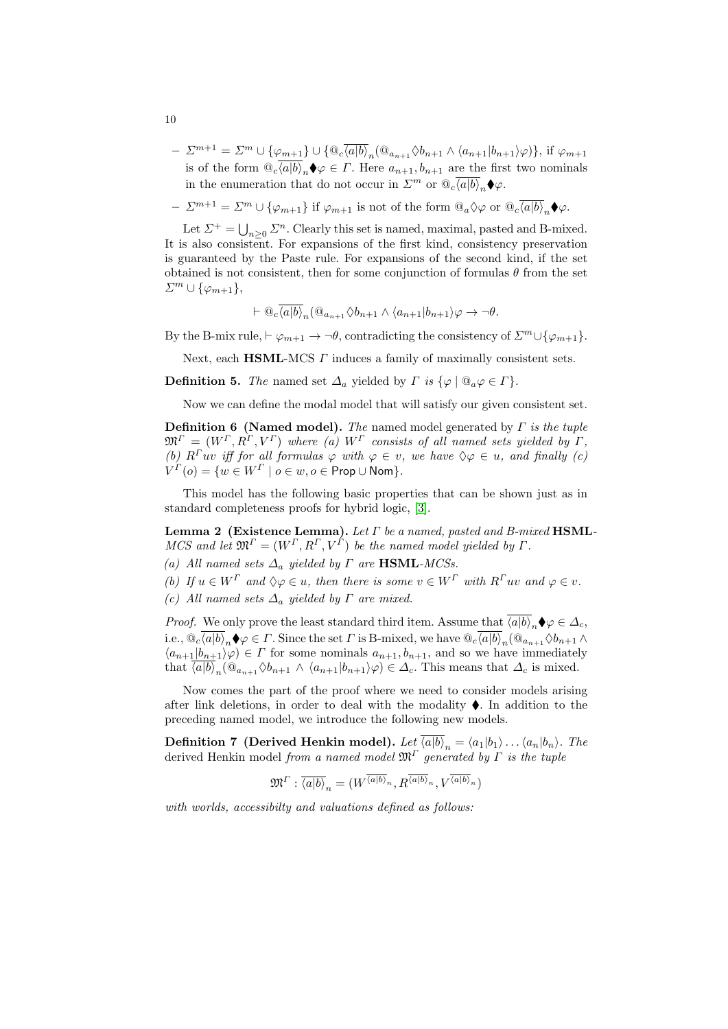– $\Sigma^{m+1} = \Sigma^m \cup \{\varphi_{m+1}\} \cup \{@_c\overline{\langle a|b\rangle}_n(@_{a_{n+1}}\Diamond b_{n+1} \wedge \langle a_{n+1}|b_{n+1}\rangle\varphi)\}$, if $\varphi_{m+1}$ is of the form $@_c\overline{\langle a|b\rangle}_n\blacklozenge\varphi \in \Gamma$. Here $a_{n+1}, b_{n+1}$ are the first two nominals in the enumeration that do not occur in $\Sigma^m$ or $@_c\overline{\langle a|b\rangle}_n\blacklozenge\varphi$.

– $\Sigma^{m+1} = \Sigma^m \cup \{\varphi_{m+1}\}$ if $\varphi_{m+1}$ is not of the form $@_a\Diamond\varphi$ or $@_c\overline{\langle a|b\rangle}_n\blacklozenge\varphi$.

Let $\Sigma^+ = \bigcup_{n\geq 0}\Sigma^n$. Clearly this set is named, maximal, pasted and B-mixed. It is also consistent. For expansions of the first kind, consistency preservation is guaranteed by the Paste rule. For expansions of the second kind, if the set obtained is not consistent, then for some conjunction of formulas $\theta$ from the set $\Sigma^m \cup \{\varphi_{m+1}\}$,

$$\vdash @_c\overline{\langle a|b\rangle}_n(@_{a_{n+1}}\Diamond b_{n+1} \wedge \langle a_{n+1}|b_{n+1}\rangle\varphi \to \neg\theta.$$

By the B-mix rule, $\vdash \varphi_{m+1} \to \neg\theta$, contradicting the consistency of $\Sigma^m \cup \{\varphi_{m+1}\}$.

Next, each **HSML**-MCS $\Gamma$ induces a family of maximally consistent sets.

**Definition 5.** *The* named set $\Delta_a$ yielded by $\Gamma$ *is* $\{\varphi \mid @_a\varphi \in \Gamma\}$.

Now we can define the modal model that will satisfy our given consistent set.

**Definition 6 (Named model).** *The* named model generated by $\Gamma$ *is the tuple* $\mathfrak{M}^\Gamma = (W^\Gamma, R^\Gamma, V^\Gamma)$ *where (a)* $W^\Gamma$ *consists of all named sets yielded by* $\Gamma$*, (b)* $R^\Gamma uv$ *iff for all formulas* $\varphi$ *with* $\varphi \in v$*, we have* $\Diamond\varphi \in u$*, and finally (c)* $V^\Gamma(o) = \{w \in W^\Gamma \mid o \in w, o \in \mathsf{Prop} \cup \mathsf{Nom}\}$.

This model has the following basic properties that can be shown just as in standard completeness proofs for hybrid logic, [3].

**Lemma 2 (Existence Lemma).** *Let* $\Gamma$ *be a named, pasted and B-mixed* **HSML**-*MCS and let* $\mathfrak{M}^\Gamma = (W^\Gamma, R^\Gamma, V^\Gamma)$ *be the named model yielded by* $\Gamma$.

*(a) All named sets* $\Delta_a$ *yielded by* $\Gamma$ *are* **HSML**-*MCSs.*

*(b) If* $u \in W^\Gamma$ *and* $\Diamond\varphi \in u$*, then there is some* $v \in W^\Gamma$ *with* $R^\Gamma uv$ *and* $\varphi \in v$.

*(c) All named sets* $\Delta_a$ *yielded by* $\Gamma$ *are mixed.*

*Proof.* We only prove the least standard third item. Assume that $\overline{\langle a|b\rangle}_n\blacklozenge\varphi \in \Delta_c$, i.e., $@_c\overline{\langle a|b\rangle}_n\blacklozenge\varphi \in \Gamma$. Since the set $\Gamma$ is B-mixed, we have $@_c\overline{\langle a|b\rangle}_n(@_{a_{n+1}}\Diamond b_{n+1} \wedge \langle a_{n+1}|b_{n+1}\rangle\varphi) \in \Gamma$ for some nominals $a_{n+1}, b_{n+1}$, and so we have immediately that $\overline{\langle a|b\rangle}_n(@_{a_{n+1}}\Diamond b_{n+1} \wedge \langle a_{n+1}|b_{n+1}\rangle\varphi) \in \Delta_c$. This means that $\Delta_c$ is mixed.

Now comes the part of the proof where we need to consider models arising after link deletions, in order to deal with the modality $\blacklozenge$. In addition to the preceding named model, we introduce the following new models.

**Definition 7 (Derived Henkin model).** *Let* $\overline{\langle a|b\rangle}_n = \langle a_1|b_1\rangle \dots \langle a_n|b_n\rangle$*. The* derived Henkin model *from a named model* $\mathfrak{M}^\Gamma$ *generated by* $\Gamma$ *is the tuple*

$$\mathfrak{M}^\Gamma : \overline{\langle a|b\rangle}_n = (W^{\overline{\langle a|b\rangle}_n}, R^{\overline{\langle a|b\rangle}_n}, V^{\overline{\langle a|b\rangle}_n})$$

*with worlds, accessibilty and valuations defined as follows:*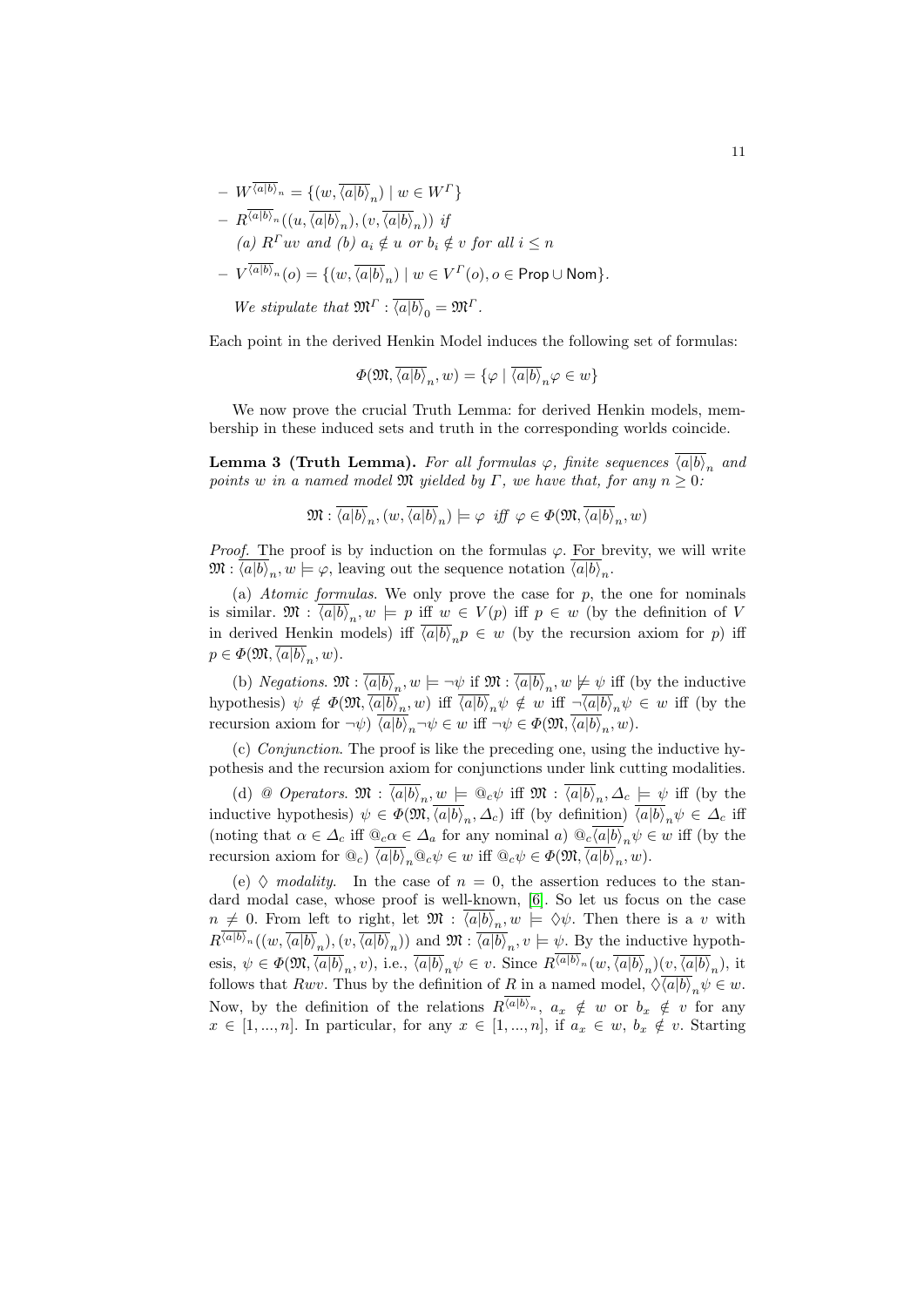- $W^{\overline{\langle a|b\rangle}_n} = \{(w, \overline{\langle a|b\rangle}_n) \mid w \in W^\Gamma\}$
- $R^{\overline{\langle a|b\rangle}_n}((u, \overline{\langle a|b\rangle}_n), (v, \overline{\langle a|b\rangle}_n))$ *if*

  *(a)* $R^\Gamma uv$ *and (b)* $a_i \notin u$ *or* $b_i \notin v$ *for all* $i \leq n$
- $V^{\overline{\langle a|b\rangle}_n}(o) = \{(w, \overline{\langle a|b\rangle}_n) \mid w \in V^\Gamma(o), o \in \mathsf{Prop} \cup \mathsf{Nom}\}$.

  *We stipulate that* $\mathfrak{M}^\Gamma : \overline{\langle a|b\rangle}_0 = \mathfrak{M}^\Gamma$.

Each point in the derived Henkin Model induces the following set of formulas:

$$\Phi(\mathfrak{M}, \overline{\langle a|b\rangle}_n, w) = \{\varphi \mid \overline{\langle a|b\rangle}_n \varphi \in w\}$$

We now prove the crucial Truth Lemma: for derived Henkin models, membership in these induced sets and truth in the corresponding worlds coincide.

**Lemma 3 (Truth Lemma).** *For all formulas* $\varphi$*, finite sequences* $\overline{\langle a|b\rangle}_n$ *and points* $w$ *in a named model* $\mathfrak{M}$ *yielded by* $\Gamma$*, we have that, for any* $n \geq 0$*:*

$$\mathfrak{M} : \overline{\langle a|b\rangle}_n, (w, \overline{\langle a|b\rangle}_n) \models \varphi \ \textit{ iff } \ \varphi \in \Phi(\mathfrak{M}, \overline{\langle a|b\rangle}_n, w)$$

*Proof.* The proof is by induction on the formulas $\varphi$. For brevity, we will write $\mathfrak{M} : \overline{\langle a|b\rangle}_n, w \models \varphi$, leaving out the sequence notation $\overline{\langle a|b\rangle}_n$.

(a) *Atomic formulas.* We only prove the case for $p$, the one for nominals is similar. $\mathfrak{M} : \overline{\langle a|b\rangle}_n, w \models p$ iff $w \in V(p)$ iff $p \in w$ (by the definition of $V$ in derived Henkin models) iff $\overline{\langle a|b\rangle}_n p \in w$ (by the recursion axiom for $p$) iff $p \in \Phi(\mathfrak{M}, \overline{\langle a|b\rangle}_n, w)$.

(b) *Negations.* $\mathfrak{M} : \overline{\langle a|b\rangle}_n, w \models \neg\psi$ if $\mathfrak{M} : \overline{\langle a|b\rangle}_n, w \not\models \psi$ iff (by the inductive hypothesis) $\psi \notin \Phi(\mathfrak{M}, \overline{\langle a|b\rangle}_n, w)$ iff $\overline{\langle a|b\rangle}_n \psi \notin w$ iff $\neg\overline{\langle a|b\rangle}_n \psi \in w$ iff (by the recursion axiom for $\neg\psi$) $\overline{\langle a|b\rangle}_n \neg\psi \in w$ iff $\neg\psi \in \Phi(\mathfrak{M}, \overline{\langle a|b\rangle}_n, w)$.

(c) *Conjunction.* The proof is like the preceding one, using the inductive hypothesis and the recursion axiom for conjunctions under link cutting modalities.

(d) *@ Operators.* $\mathfrak{M} : \overline{\langle a|b\rangle}_n, w \models @_c\psi$ iff $\mathfrak{M} : \overline{\langle a|b\rangle}_n, \Delta_c \models \psi$ iff (by the inductive hypothesis) $\psi \in \Phi(\mathfrak{M}, \overline{\langle a|b\rangle}_n, \Delta_c)$ iff (by definition) $\overline{\langle a|b\rangle}_n \psi \in \Delta_c$ iff (noting that $\alpha \in \Delta_c$ iff $@_c\alpha \in \Delta_a$ for any nominal $a$) $@_c\overline{\langle a|b\rangle}_n \psi \in w$ iff (by the recursion axiom for $@_c$) $\overline{\langle a|b\rangle}_n @_c\psi \in w$ iff $@_c\psi \in \Phi(\mathfrak{M}, \overline{\langle a|b\rangle}_n, w)$.

(e) $\Diamond$ *modality.* In the case of $n = 0$, the assertion reduces to the standard modal case, whose proof is well-known, [6]. So let us focus on the case $n \neq 0$. From left to right, let $\mathfrak{M} : \overline{\langle a|b\rangle}_n, w \models \Diamond\psi$. Then there is a $v$ with $R^{\overline{\langle a|b\rangle}_n}((w, \overline{\langle a|b\rangle}_n), (v, \overline{\langle a|b\rangle}_n))$ and $\mathfrak{M} : \overline{\langle a|b\rangle}_n, v \models \psi$. By the inductive hypothesis, $\psi \in \Phi(\mathfrak{M}, \overline{\langle a|b\rangle}_n, v)$, i.e., $\overline{\langle a|b\rangle}_n \psi \in v$. Since $R^{\overline{\langle a|b\rangle}_n}(w, \overline{\langle a|b\rangle}_n)(v, \overline{\langle a|b\rangle}_n)$, it follows that $Rwv$. Thus by the definition of $R$ in a named model, $\Diamond\overline{\langle a|b\rangle}_n \psi \in w$. Now, by the definition of the relations $R^{\overline{\langle a|b\rangle}_n}$, $a_x \notin w$ or $b_x \notin v$ for any $x \in [1, ..., n]$. In particular, for any $x \in [1, ..., n]$, if $a_x \in w$, $b_x \notin v$. Starting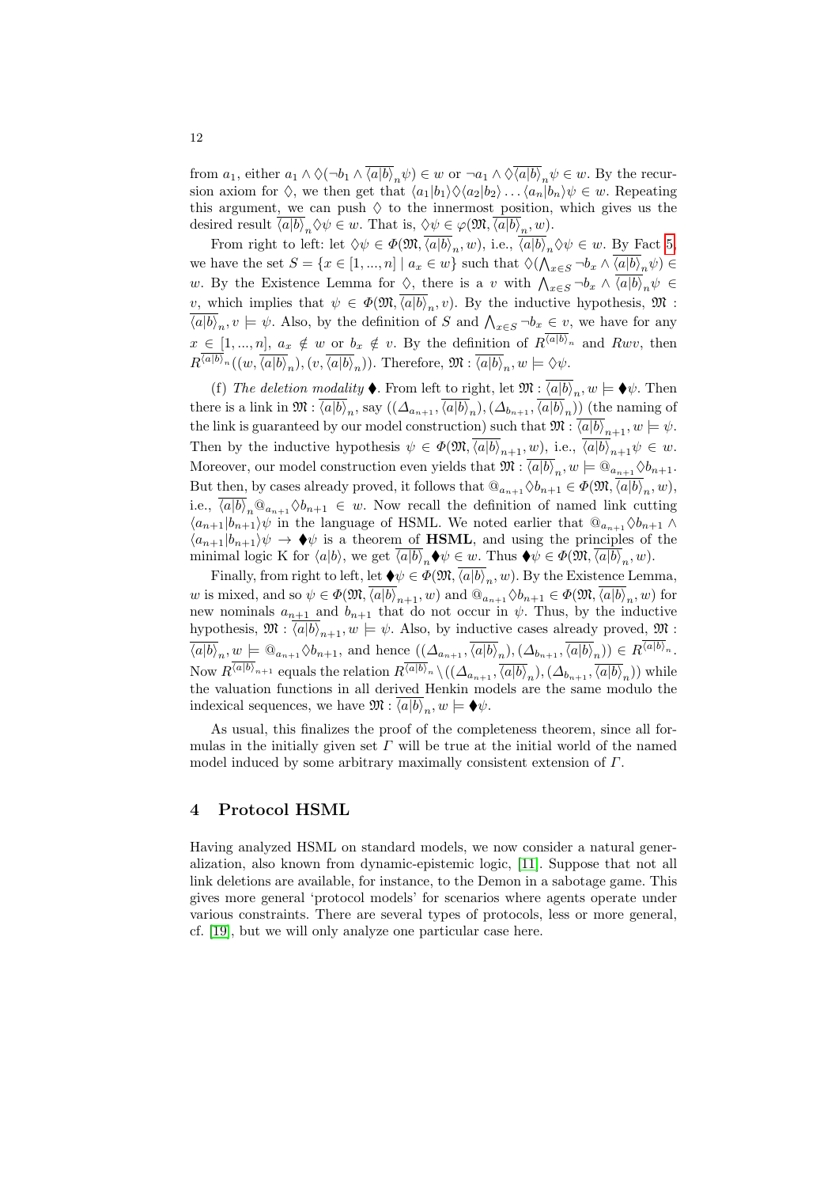from $a_1$, either $a_1 \wedge \Diamond(\neg b_1 \wedge \overline{\langle a|b\rangle}_n \psi) \in w$ or $\neg a_1 \wedge \Diamond \overline{\langle a|b\rangle}_n \psi \in w$. By the recursion axiom for $\Diamond$, we then get that $\langle a_1|b_1\rangle \Diamond \langle a_2|b_2\rangle \ldots \langle a_n|b_n\rangle \psi \in w$. Repeating this argument, we can push $\Diamond$ to the innermost position, which gives us the desired result $\overline{\langle a|b\rangle}_n \Diamond \psi \in w$. That is, $\Diamond \psi \in \varphi(\mathfrak{M}, \overline{\langle a|b\rangle}_n, w)$.

From right to left: let $\Diamond \psi \in \Phi(\mathfrak{M}, \overline{\langle a|b\rangle}_n, w)$, i.e., $\overline{\langle a|b\rangle}_n \Diamond \psi \in w$. By Fact 5, we have the set $S = \{x \in [1, ..., n] \mid a_x \in w\}$ such that $\Diamond(\bigwedge_{x \in S} \neg b_x \wedge \overline{\langle a|b\rangle}_n \psi) \in w$. By the Existence Lemma for $\Diamond$, there is a $v$ with $\bigwedge_{x \in S} \neg b_x \wedge \overline{\langle a|b\rangle}_n \psi \in v$, which implies that $\psi \in \Phi(\mathfrak{M}, \overline{\langle a|b\rangle}_n, v)$. By the inductive hypothesis, $\mathfrak{M} : \overline{\langle a|b\rangle}_n, v \models \psi$. Also, by the definition of $S$ and $\bigwedge_{x \in S} \neg b_x \in v$, we have for any $x \in [1, ..., n]$, $a_x \notin w$ or $b_x \notin v$. By the definition of $R^{\overline{\langle a|b\rangle}_n}$ and $Rwv$, then $R^{\overline{\langle a|b\rangle}_n}((w, \overline{\langle a|b\rangle}_n), (v, \overline{\langle a|b\rangle}_n))$. Therefore, $\mathfrak{M} : \overline{\langle a|b\rangle}_n, w \models \Diamond \psi$.

(f) *The deletion modality* $\blacklozenge$. From left to right, let $\mathfrak{M} : \overline{\langle a|b\rangle}_n, w \models \blacklozenge \psi$. Then there is a link in $\mathfrak{M} : \overline{\langle a|b\rangle}_n$, say $((\Delta_{a_{n+1}}, \overline{\langle a|b\rangle}_n), (\Delta_{b_{n+1}}, \overline{\langle a|b\rangle}_n))$ (the naming of the link is guaranteed by our model construction) such that $\mathfrak{M} : \overline{\langle a|b\rangle}_{n+1}, w \models \psi$. Then by the inductive hypothesis $\psi \in \Phi(\mathfrak{M}, \overline{\langle a|b\rangle}_{n+1}, w)$, i.e., $\overline{\langle a|b\rangle}_{n+1} \psi \in w$. Moreover, our model construction even yields that $\mathfrak{M} : \overline{\langle a|b\rangle}_n, w \models @_{a_{n+1}} \Diamond b_{n+1}$. But then, by cases already proved, it follows that $@_{a_{n+1}} \Diamond b_{n+1} \in \Phi(\mathfrak{M}, \overline{\langle a|b\rangle}_n, w)$, i.e., $\overline{\langle a|b\rangle}_n @_{a_{n+1}} \Diamond b_{n+1} \in w$. Now recall the definition of named link cutting $\langle a_{n+1}|b_{n+1}\rangle \psi$ in the language of HSML. We noted earlier that $@_{a_{n+1}} \Diamond b_{n+1} \wedge \langle a_{n+1}|b_{n+1}\rangle \psi \rightarrow \blacklozenge \psi$ is a theorem of **HSML**, and using the principles of the minimal logic K for $\langle a|b\rangle$, we get $\overline{\langle a|b\rangle}_n \blacklozenge \psi \in w$. Thus $\blacklozenge \psi \in \Phi(\mathfrak{M}, \overline{\langle a|b\rangle}_n, w)$.

Finally, from right to left, let $\blacklozenge \psi \in \Phi(\mathfrak{M}, \overline{\langle a|b\rangle}_n, w)$. By the Existence Lemma, $w$ is mixed, and so $\psi \in \Phi(\mathfrak{M}, \overline{\langle a|b\rangle}_{n+1}, w)$ and $@_{a_{n+1}} \Diamond b_{n+1} \in \Phi(\mathfrak{M}, \overline{\langle a|b\rangle}_n, w)$ for new nominals $a_{n+1}$ and $b_{n+1}$ that do not occur in $\psi$. Thus, by the inductive hypothesis, $\mathfrak{M} : \overline{\langle a|b\rangle}_{n+1}, w \models \psi$. Also, by inductive cases already proved, $\mathfrak{M} : \overline{\langle a|b\rangle}_n, w \models @_{a_{n+1}} \Diamond b_{n+1}$, and hence $((\Delta_{a_{n+1}}, \overline{\langle a|b\rangle}_n), (\Delta_{b_{n+1}}, \overline{\langle a|b\rangle}_n)) \in R^{\overline{\langle a|b\rangle}_n}$. Now $R^{\overline{\langle a|b\rangle}_{n+1}}$ equals the relation $R^{\overline{\langle a|b\rangle}_n} \setminus ((\Delta_{a_{n+1}}, \overline{\langle a|b\rangle}_n), (\Delta_{b_{n+1}}, \overline{\langle a|b\rangle}_n))$ while the valuation functions in all derived Henkin models are the same modulo the indexical sequences, we have $\mathfrak{M} : \overline{\langle a|b\rangle}_n, w \models \blacklozenge \psi$.

As usual, this finalizes the proof of the completeness theorem, since all formulas in the initially given set $\Gamma$ will be true at the initial world of the named model induced by some arbitrary maximally consistent extension of $\Gamma$.

## 4 Protocol HSML

Having analyzed HSML on standard models, we now consider a natural generalization, also known from dynamic-epistemic logic, [11]. Suppose that not all link deletions are available, for instance, to the Demon in a sabotage game. This gives more general 'protocol models' for scenarios where agents operate under various constraints. There are several types of protocols, less or more general, cf. [19], but we will only analyze one particular case here.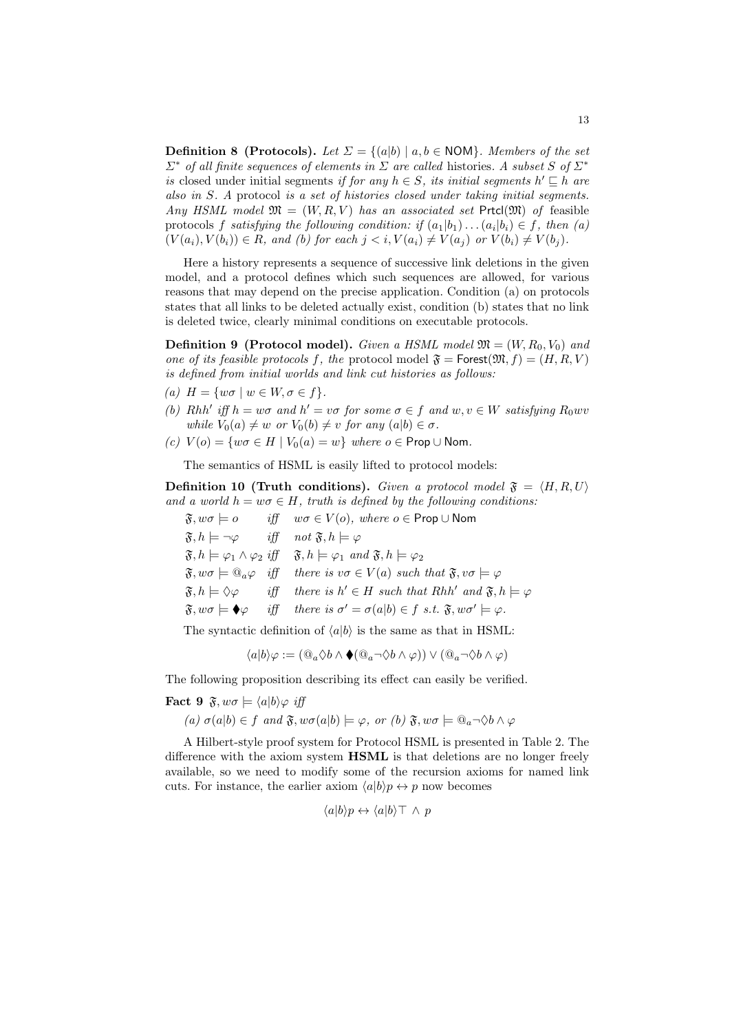**Definition 8 (Protocols).** *Let $\Sigma = \{(a|b) \mid a, b \in \mathsf{NOM}\}$. Members of the set $\Sigma^*$ of all finite sequences of elements in $\Sigma$ are called* histories*. A subset $S$ of $\Sigma^*$ is* closed under initial segments *if for any $h \in S$, its initial segments $h' \sqsubseteq h$ are also in $S$. A* protocol *is a set of histories closed under taking initial segments. Any HSML model $\mathfrak{M} = (W, R, V)$ has an associated set $\mathsf{Prtcl}(\mathfrak{M})$ of* feasible protocols *$f$ satisfying the following condition: if $(a_1|b_1)\ldots(a_i|b_i) \in f$, then (a) $(V(a_i), V(b_i)) \in R$, and (b) for each $j < i, V(a_i) \neq V(a_j)$ or $V(b_i) \neq V(b_j)$.*

Here a history represents a sequence of successive link deletions in the given model, and a protocol defines which such sequences are allowed, for various reasons that may depend on the precise application. Condition (a) on protocols states that all links to be deleted actually exist, condition (b) states that no link is deleted twice, clearly minimal conditions on executable protocols.

**Definition 9 (Protocol model).** *Given a HSML model $\mathfrak{M} = (W, R_0, V_0)$ and one of its feasible protocols $f$, the* protocol model *$\mathfrak{F} = \mathsf{Forest}(\mathfrak{M}, f) = (H, R, V)$ is defined from initial worlds and link cut histories as follows:*

*(a) $H = \{w\sigma \mid w \in W, \sigma \in f\}$.*

*(b) $Rhh'$ iff $h = w\sigma$ and $h' = v\sigma$ for some $\sigma \in f$ and $w, v \in W$ satisfying $R_0wv$ while $V_0(a) \neq w$ or $V_0(b) \neq v$ for any $(a|b) \in \sigma$.*

*(c) $V(o) = \{w\sigma \in H \mid V_0(a) = w\}$ where $o \in \mathsf{Prop} \cup \mathsf{Nom}$.*

The semantics of HSML is easily lifted to protocol models:

**Definition 10 (Truth conditions).** *Given a protocol model $\mathfrak{F} = \langle H, R, U\rangle$ and a world $h = w\sigma \in H$, truth is defined by the following conditions:*

$\mathfrak{F}, w\sigma \models o$ *iff* $w\sigma \in V(o)$, *where* $o \in \mathsf{Prop} \cup \mathsf{Nom}$

$\mathfrak{F}, h \models \neg\varphi$ *iff not* $\mathfrak{F}, h \models \varphi$

$\mathfrak{F}, h \models \varphi_1 \wedge \varphi_2$ *iff* $\mathfrak{F}, h \models \varphi_1$ *and* $\mathfrak{F}, h \models \varphi_2$

$\mathfrak{F}, w\sigma \models @_a\varphi$ *iff there is* $v\sigma \in V(a)$ *such that* $\mathfrak{F}, v\sigma \models \varphi$

$\mathfrak{F}, h \models \Diamond\varphi$ *iff there is* $h' \in H$ *such that* $Rhh'$ *and* $\mathfrak{F}, h \models \varphi$

$\mathfrak{F}, w\sigma \models \blacklozenge\varphi$ *iff there is* $\sigma' = \sigma(a|b) \in f$ *s.t.* $\mathfrak{F}, w\sigma' \models \varphi$.

The syntactic definition of $\langle a|b\rangle$ is the same as that in HSML:

$$\langle a|b\rangle\varphi := (@_a\Diamond b \wedge \blacklozenge(@_a\neg\Diamond b \wedge \varphi)) \vee (@_a\neg\Diamond b \wedge \varphi)$$

The following proposition describing its effect can easily be verified.

**Fact 9** *$\mathfrak{F}, w\sigma \models \langle a|b\rangle\varphi$ iff*

*(a) $\sigma(a|b) \in f$ and $\mathfrak{F}, w\sigma(a|b) \models \varphi$, or (b) $\mathfrak{F}, w\sigma \models @_a\neg\Diamond b \wedge \varphi$*

A Hilbert-style proof system for Protocol HSML is presented in Table 2. The difference with the axiom system **HSML** is that deletions are no longer freely available, so we need to modify some of the recursion axioms for named link cuts. For instance, the earlier axiom $\langle a|b\rangle p \leftrightarrow p$ now becomes

$$\langle a|b\rangle p \leftrightarrow \langle a|b\rangle\top \;\wedge\; p$$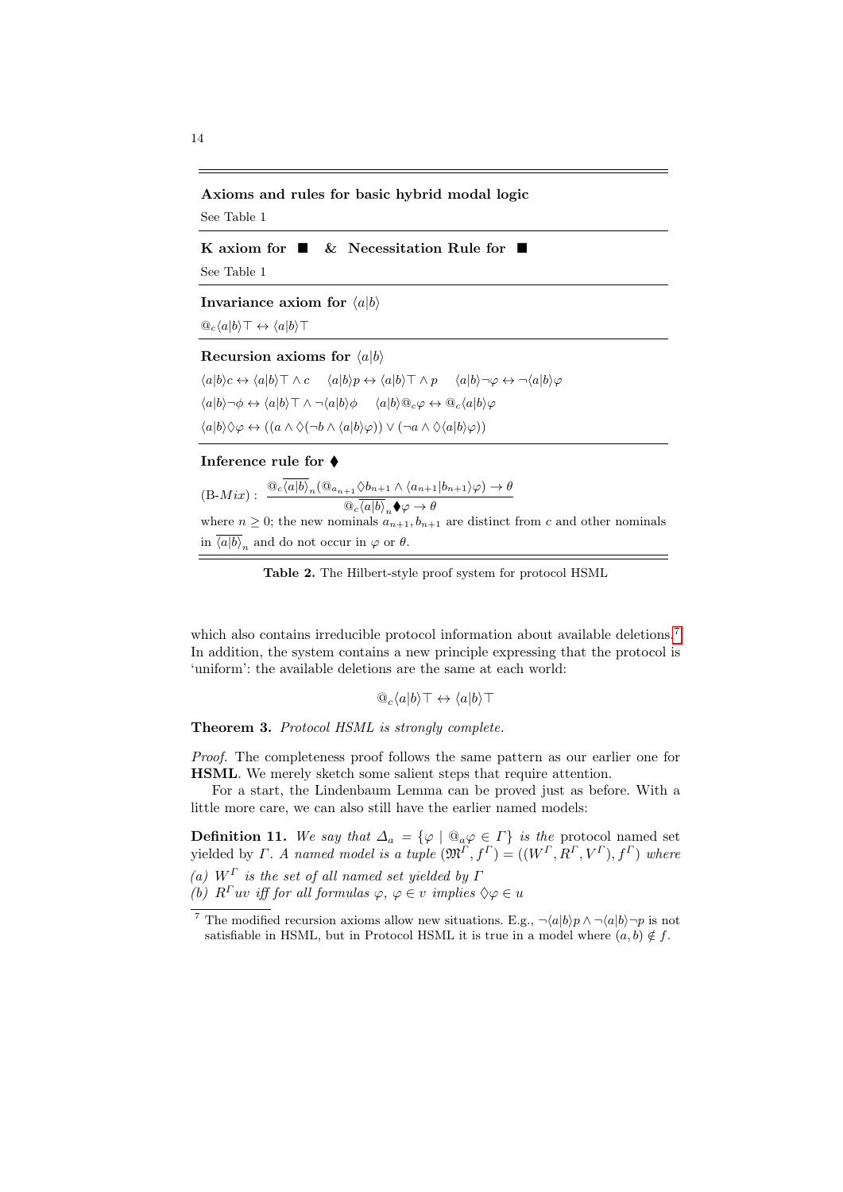**Axioms and rules for basic hybrid modal logic**

See Table 1

**K axiom for $\blacksquare$ & Necessitation Rule for $\blacksquare$**

See Table 1

**Invariance axiom for $\langle a|b\rangle$**

$@_c\langle a|b\rangle\top \leftrightarrow \langle a|b\rangle\top$

**Recursion axioms for $\langle a|b\rangle$**

$\langle a|b\rangle c \leftrightarrow \langle a|b\rangle\top \wedge c \quad \langle a|b\rangle p \leftrightarrow \langle a|b\rangle\top \wedge p \quad \langle a|b\rangle\neg\varphi \leftrightarrow \neg\langle a|b\rangle\varphi$

$\langle a|b\rangle\neg\phi \leftrightarrow \langle a|b\rangle\top \wedge \neg\langle a|b\rangle\phi \quad \langle a|b\rangle@_c\varphi \leftrightarrow @_c\langle a|b\rangle\varphi$

$\langle a|b\rangle\Diamond\varphi \leftrightarrow ((a \wedge \Diamond(\neg b \wedge \langle a|b\rangle\varphi)) \vee (\neg a \wedge \Diamond\langle a|b\rangle\varphi))$

**Inference rule for $\blacklozenge$**

$$(\text{B-}Mix): \ \frac{@_c\overline{\langle a|b\rangle}_n(@_{a_{n+1}}\Diamond b_{n+1} \wedge \langle a_{n+1}|b_{n+1}\rangle\varphi) \to \theta}{@_c\overline{\langle a|b\rangle}_n\blacklozenge\varphi \to \theta}$$

where $n \geq 0$; the new nominals $a_{n+1}, b_{n+1}$ are distinct from $c$ and other nominals in $\overline{\langle a|b\rangle}_n$ and do not occur in $\varphi$ or $\theta$.

**Table 2.** The Hilbert-style proof system for protocol HSML

which also contains irreducible protocol information about available deletions.[7] In addition, the system contains a new principle expressing that the protocol is 'uniform': the available deletions are the same at each world:

$$@_c\langle a|b\rangle\top \leftrightarrow \langle a|b\rangle\top$$

**Theorem 3.** *Protocol HSML is strongly complete.*

*Proof.* The completeness proof follows the same pattern as our earlier one for **HSML**. We merely sketch some salient steps that require attention.

For a start, the Lindenbaum Lemma can be proved just as before. With a little more care, we can also still have the earlier named models:

**Definition 11.** *We say that $\Delta_a = \{\varphi \mid @_a\varphi \in \Gamma\}$ is the* protocol named set *yielded by $\Gamma$. A named model is a tuple $(\mathfrak{M}^\Gamma, f^\Gamma) = ((W^\Gamma, R^\Gamma, V^\Gamma), f^\Gamma)$ where*

*(a) $W^\Gamma$ is the set of all named set yielded by $\Gamma$*

*(b) $R^\Gamma uv$ iff for all formulas $\varphi$, $\varphi \in v$ implies $\Diamond\varphi \in u$*

[7] The modified recursion axioms allow new situations. E.g., $\neg\langle a|b\rangle p \wedge \neg\langle a|b\rangle\neg p$ is not satisfiable in HSML, but in Protocol HSML it is true in a model where $(a, b) \notin f$.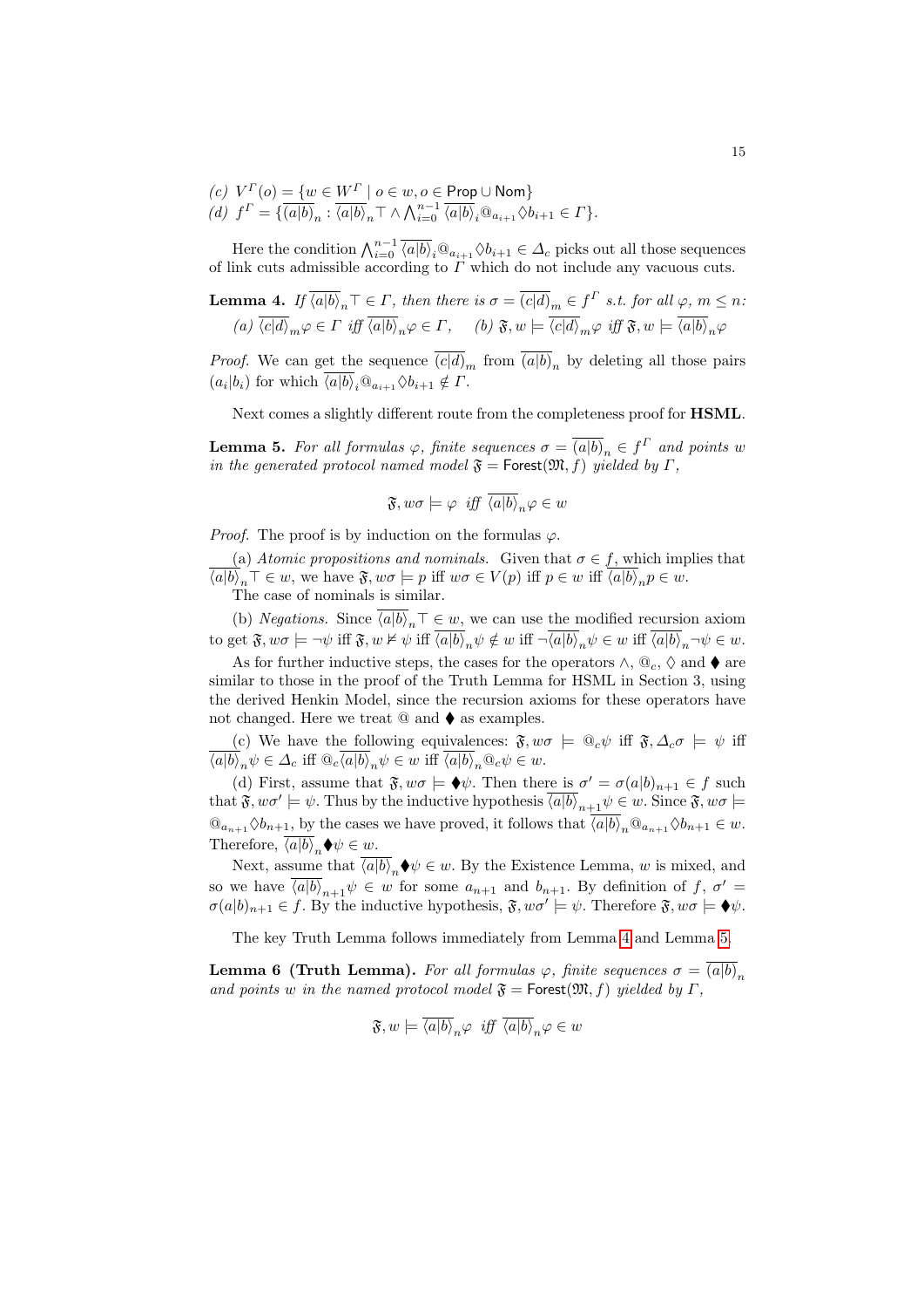(c) $V^\Gamma(o) = \{w \in W^\Gamma \mid o \in w, o \in \mathsf{Prop} \cup \mathsf{Nom}\}$
(d) $f^\Gamma = \{\overline{(a|b)}_n : \overline{\langle a|b\rangle}_n \top \wedge \bigwedge_{i=0}^{n-1} \overline{\langle a|b\rangle}_i @_{a_{i+1}} \Diamond b_{i+1} \in \Gamma\}$.

Here the condition $\bigwedge_{i=0}^{n-1} \overline{\langle a|b\rangle}_i @_{a_{i+1}} \Diamond b_{i+1} \in \Delta_c$ picks out all those sequences of link cuts admissible according to $\Gamma$ which do not include any vacuous cuts.

**Lemma 4.** *If $\overline{\langle a|b\rangle}_n \top \in \Gamma$, then there is $\sigma = \overline{(c|d)}_m \in f^\Gamma$ s.t. for all $\varphi$, $m \leq n$:*
*(a) $\overline{\langle c|d\rangle}_m \varphi \in \Gamma$ iff $\overline{\langle a|b\rangle}_n \varphi \in \Gamma$, (b) $\mathfrak{F}, w \models \overline{\langle c|d\rangle}_m \varphi$ iff $\mathfrak{F}, w \models \overline{\langle a|b\rangle}_n \varphi$*

*Proof.* We can get the sequence $\overline{(c|d)}_m$ from $\overline{(a|b)}_n$ by deleting all those pairs $(a_i|b_i)$ for which $\overline{\langle a|b\rangle}_i @_{a_{i+1}} \Diamond b_{i+1} \notin \Gamma$.

Next comes a slightly different route from the completeness proof for **HSML**.

**Lemma 5.** *For all formulas $\varphi$, finite sequences $\sigma = \overline{(a|b)}_n \in f^\Gamma$ and points $w$ in the generated protocol named model $\mathfrak{F} = \mathsf{Forest}(\mathfrak{M}, f)$ yielded by $\Gamma$,*

$$\mathfrak{F}, w\sigma \models \varphi \ \text{ iff } \ \overline{\langle a|b\rangle}_n \varphi \in w$$

*Proof.* The proof is by induction on the formulas $\varphi$.

(a) *Atomic propositions and nominals.* Given that $\sigma \in f$, which implies that $\overline{\langle a|b\rangle}_n \top \in w$, we have $\mathfrak{F}, w\sigma \models p$ iff $w\sigma \in V(p)$ iff $p \in w$ iff $\overline{\langle a|b\rangle}_n p \in w$.

The case of nominals is similar.

(b) *Negations.* Since $\overline{\langle a|b\rangle}_n \top \in w$, we can use the modified recursion axiom to get $\mathfrak{F}, w\sigma \models \neg\psi$ iff $\mathfrak{F}, w \not\models \psi$ iff $\overline{\langle a|b\rangle}_n \psi \notin w$ iff $\neg\overline{\langle a|b\rangle}_n \psi \in w$ iff $\overline{\langle a|b\rangle}_n \neg\psi \in w$.

As for further inductive steps, the cases for the operators $\wedge$, $@_c$, $\Diamond$ and $\blacklozenge$ are similar to those in the proof of the Truth Lemma for HSML in Section 3, using the derived Henkin Model, since the recursion axioms for these operators have not changed. Here we treat $@$ and $\blacklozenge$ as examples.

(c) We have the following equivalences: $\mathfrak{F}, w\sigma \models @_c\psi$ iff $\mathfrak{F}, \Delta_c\sigma \models \psi$ iff $\overline{\langle a|b\rangle}_n \psi \in \Delta_c$ iff $@_c\overline{\langle a|b\rangle}_n \psi \in w$ iff $\overline{\langle a|b\rangle}_n @_c\psi \in w$.

(d) First, assume that $\mathfrak{F}, w\sigma \models \blacklozenge\psi$. Then there is $\sigma' = \sigma(a|b)_{n+1} \in f$ such that $\mathfrak{F}, w\sigma' \models \psi$. Thus by the inductive hypothesis $\overline{\langle a|b\rangle}_{n+1} \psi \in w$. Since $\mathfrak{F}, w\sigma \models @_{a_{n+1}} \Diamond b_{n+1}$, by the cases we have proved, it follows that $\overline{\langle a|b\rangle}_n @_{a_{n+1}} \Diamond b_{n+1} \in w$. Therefore, $\overline{\langle a|b\rangle}_n \blacklozenge\psi \in w$.

Next, assume that $\overline{\langle a|b\rangle}_n \blacklozenge\psi \in w$. By the Existence Lemma, $w$ is mixed, and so we have $\overline{\langle a|b\rangle}_{n+1} \psi \in w$ for some $a_{n+1}$ and $b_{n+1}$. By definition of $f$, $\sigma' = \sigma(a|b)_{n+1} \in f$. By the inductive hypothesis, $\mathfrak{F}, w\sigma' \models \psi$. Therefore $\mathfrak{F}, w\sigma \models \blacklozenge\psi$.

The key Truth Lemma follows immediately from Lemma 4 and Lemma 5.

**Lemma 6 (Truth Lemma).** *For all formulas $\varphi$, finite sequences $\sigma = \overline{(a|b)}_n$ and points $w$ in the named protocol model $\mathfrak{F} = \mathsf{Forest}(\mathfrak{M}, f)$ yielded by $\Gamma$,*

$$\mathfrak{F}, w \models \overline{\langle a|b\rangle}_n \varphi \ \text{ iff } \ \overline{\langle a|b\rangle}_n \varphi \in w$$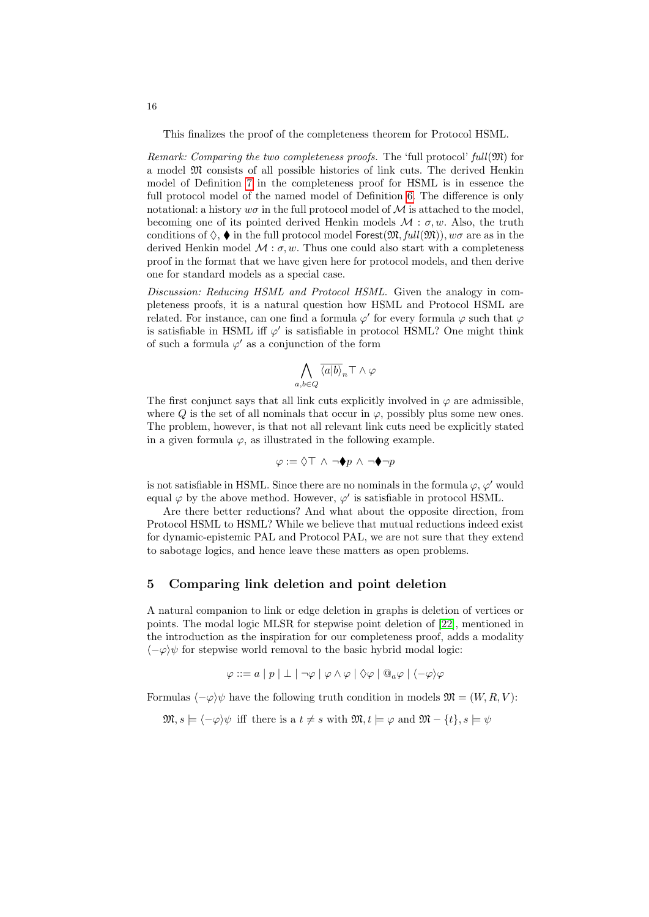This finalizes the proof of the completeness theorem for Protocol HSML.

*Remark: Comparing the two completeness proofs.* The 'full protocol' $\mathit{full}(\mathfrak{M})$ for a model $\mathfrak{M}$ consists of all possible histories of link cuts. The derived Henkin model of Definition 7 in the completeness proof for HSML is in essence the full protocol model of the named model of Definition 6. The difference is only notational: a history $w\sigma$ in the full protocol model of $\mathcal{M}$ is attached to the model, becoming one of its pointed derived Henkin models $\mathcal{M} : \sigma, w$. Also, the truth conditions of $\Diamond$, $\blacklozenge$ in the full protocol model $\mathsf{Forest}(\mathfrak{M}, \mathit{full}(\mathfrak{M})), w\sigma$ are as in the derived Henkin model $\mathcal{M} : \sigma, w$. Thus one could also start with a completeness proof in the format that we have given here for protocol models, and then derive one for standard models as a special case.

*Discussion: Reducing HSML and Protocol HSML.* Given the analogy in completeness proofs, it is a natural question how HSML and Protocol HSML are related. For instance, can one find a formula $\varphi'$ for every formula $\varphi$ such that $\varphi$ is satisfiable in HSML iff $\varphi'$ is satisfiable in protocol HSML? One might think of such a formula $\varphi'$ as a conjunction of the form

$$\bigwedge_{a,b \in Q} \overline{\langle a|b\rangle}_n \top \wedge \varphi$$

The first conjunct says that all link cuts explicitly involved in $\varphi$ are admissible, where $Q$ is the set of all nominals that occur in $\varphi$, possibly plus some new ones. The problem, however, is that not all relevant link cuts need be explicitly stated in a given formula $\varphi$, as illustrated in the following example.

$$\varphi := \Diamond\top \ \wedge \ \neg\blacklozenge p \ \wedge \ \neg\blacklozenge\neg p$$

is not satisfiable in HSML. Since there are no nominals in the formula $\varphi$, $\varphi'$ would equal $\varphi$ by the above method. However, $\varphi'$ is satisfiable in protocol HSML.

Are there better reductions? And what about the opposite direction, from Protocol HSML to HSML? While we believe that mutual reductions indeed exist for dynamic-epistemic PAL and Protocol PAL, we are not sure that they extend to sabotage logics, and hence leave these matters as open problems.

## 5 Comparing link deletion and point deletion

A natural companion to link or edge deletion in graphs is deletion of vertices or points. The modal logic MLSR for stepwise point deletion of [22], mentioned in the introduction as the inspiration for our completeness proof, adds a modality $\langle -\varphi\rangle\psi$ for stepwise world removal to the basic hybrid modal logic:

$$\varphi ::= a \mid p \mid \bot \mid \neg\varphi \mid \varphi \wedge \varphi \mid \Diamond\varphi \mid @_a\varphi \mid \langle -\varphi\rangle\varphi$$

Formulas $\langle -\varphi\rangle\psi$ have the following truth condition in models $\mathfrak{M} = (W, R, V)$:

$\mathfrak{M}, s \models \langle -\varphi\rangle\psi$ iff there is a $t \neq s$ with $\mathfrak{M}, t \models \varphi$ and $\mathfrak{M} - \{t\}, s \models \psi$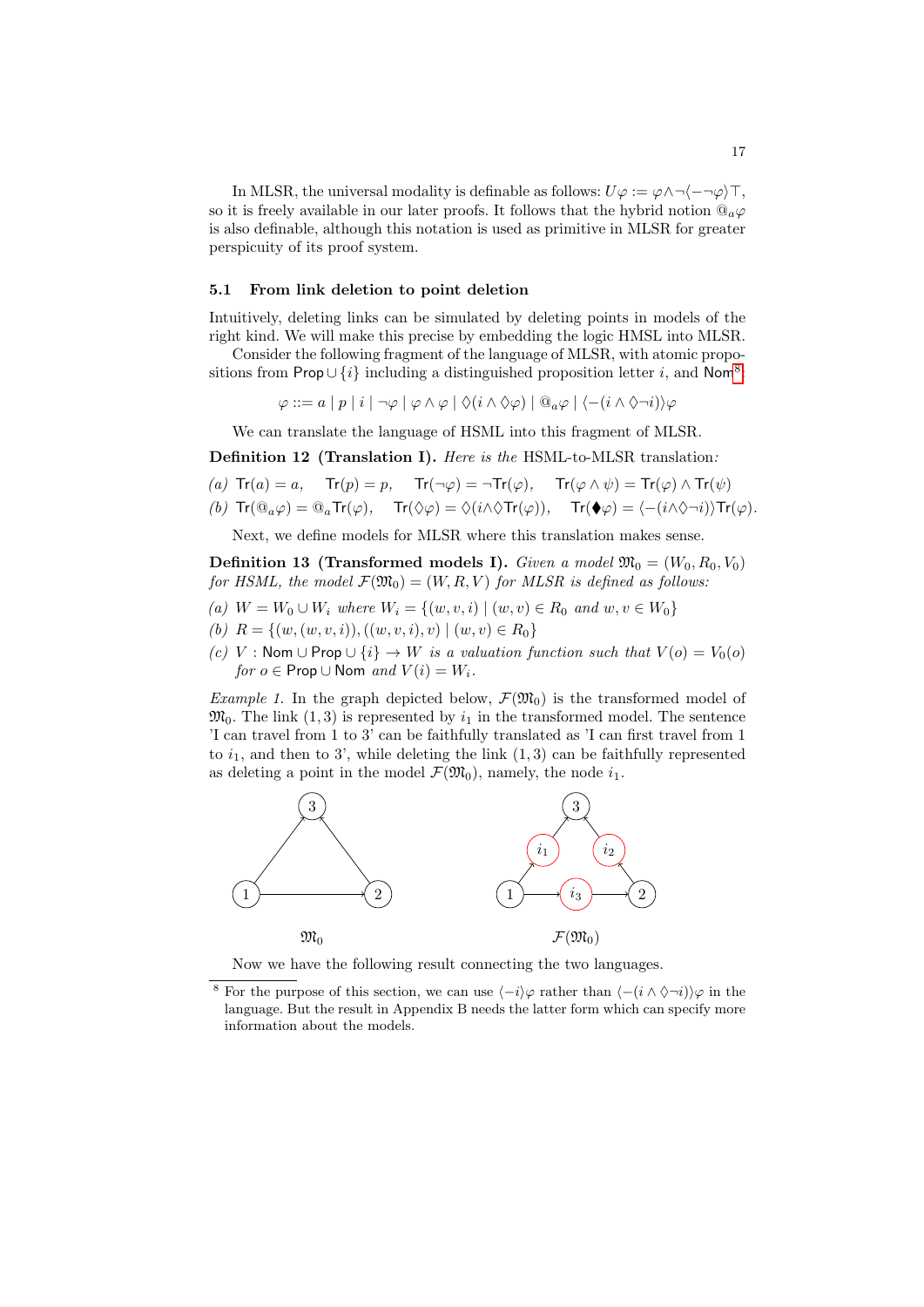In MLSR, the universal modality is definable as follows: $U\varphi := \varphi \wedge \neg\langle -\neg\varphi\rangle\top$, so it is freely available in our later proofs. It follows that the hybrid notion $@_a\varphi$ is also definable, although this notation is used as primitive in MLSR for greater perspicuity of its proof system.

### 5.1 From link deletion to point deletion

Intuitively, deleting links can be simulated by deleting points in models of the right kind. We will make this precise by embedding the logic HMSL into MLSR.

Consider the following fragment of the language of MLSR, with atomic propositions from $\mathsf{Prop} \cup \{i\}$ including a distinguished proposition letter $i$, and $\mathsf{Nom}$[8]:

$$\varphi ::= a \mid p \mid i \mid \neg\varphi \mid \varphi \wedge \varphi \mid \Diamond(i \wedge \Diamond\varphi) \mid @_a\varphi \mid \langle -(i \wedge \Diamond\neg i)\rangle\varphi$$

We can translate the language of HSML into this fragment of MLSR.

**Definition 12 (Translation I).** *Here is the* HSML-to-MLSR translation*:*

*(a)* $\mathsf{Tr}(a) = a, \quad \mathsf{Tr}(p) = p, \quad \mathsf{Tr}(\neg\varphi) = \neg\mathsf{Tr}(\varphi), \quad \mathsf{Tr}(\varphi \wedge \psi) = \mathsf{Tr}(\varphi) \wedge \mathsf{Tr}(\psi)$

*(b)* $\mathsf{Tr}(@_a\varphi) = @_a\mathsf{Tr}(\varphi), \quad \mathsf{Tr}(\Diamond\varphi) = \Diamond(i \wedge \Diamond\mathsf{Tr}(\varphi)), \quad \mathsf{Tr}(\blacklozenge\varphi) = \langle -(i \wedge \Diamond\neg i)\rangle\mathsf{Tr}(\varphi).$

Next, we define models for MLSR where this translation makes sense.

**Definition 13 (Transformed models I).** *Given a model $\mathfrak{M}_0 = (W_0, R_0, V_0)$ for HSML, the model $\mathcal{F}(\mathfrak{M}_0) = (W, R, V)$ for MLSR is defined as follows:*

*(a)* $W = W_0 \cup W_i$ *where* $W_i = \{(w, v, i) \mid (w, v) \in R_0 \text{ and } w, v \in W_0\}$

*(b)* $R = \{(w, (w, v, i)), ((w, v, i), v) \mid (w, v) \in R_0\}$

*(c)* $V : \mathsf{Nom} \cup \mathsf{Prop} \cup \{i\} \to W$ *is a valuation function such that* $V(o) = V_0(o)$ *for* $o \in \mathsf{Prop} \cup \mathsf{Nom}$ *and* $V(i) = W_i$.

*Example 1.* In the graph depicted below, $\mathcal{F}(\mathfrak{M}_0)$ is the transformed model of $\mathfrak{M}_0$. The link $(1, 3)$ is represented by $i_1$ in the transformed model. The sentence 'I can travel from 1 to 3' can be faithfully translated as 'I can first travel from 1 to $i_1$, and then to 3', while deleting the link $(1, 3)$ can be faithfully represented as deleting a point in the model $\mathcal{F}(\mathfrak{M}_0)$, namely, the node $i_1$.

$\mathfrak{M}_0$ $\qquad\qquad$ $\mathcal{F}(\mathfrak{M}_0)$

Now we have the following result connecting the two languages.

[8] For the purpose of this section, we can use $\langle -i\rangle\varphi$ rather than $\langle -(i \wedge \Diamond\neg i)\rangle\varphi$ in the language. But the result in Appendix B needs the latter form which can specify more information about the models.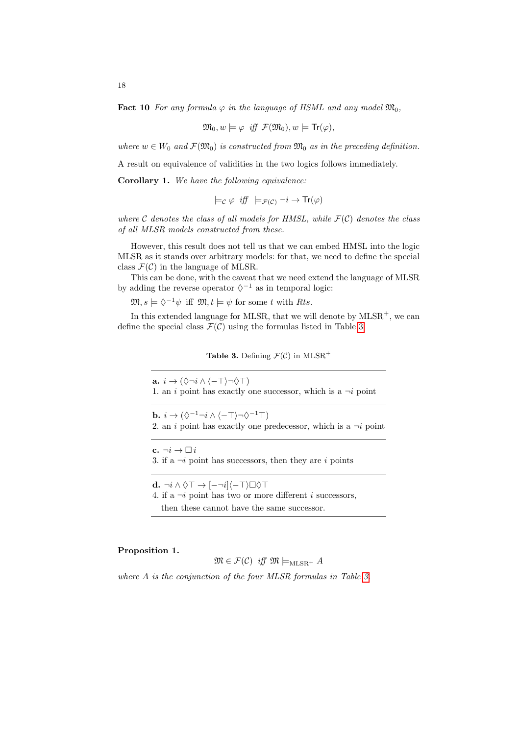**Fact 10** *For any formula $\varphi$ in the language of HSML and any model $\mathfrak{M}_0$,*

$$\mathfrak{M}_0, w \models \varphi \;\text{ iff }\; \mathcal{F}(\mathfrak{M}_0), w \models \mathsf{Tr}(\varphi),$$

*where $w \in W_0$ and $\mathcal{F}(\mathfrak{M}_0)$ is constructed from $\mathfrak{M}_0$ as in the preceding definition.*

A result on equivalence of validities in the two logics follows immediately.

**Corollary 1.** *We have the following equivalence:*

$$\models_{\mathcal{C}} \varphi \;\text{ iff }\; \models_{\mathcal{F}(\mathcal{C})} \neg i \to \mathsf{Tr}(\varphi)$$

*where $\mathcal{C}$ denotes the class of all models for HMSL, while $\mathcal{F}(\mathcal{C})$ denotes the class of all MLSR models constructed from these.*

However, this result does not tell us that we can embed HMSL into the logic MLSR as it stands over arbitrary models: for that, we need to define the special class $\mathcal{F}(\mathcal{C})$ in the language of MLSR.

This can be done, with the caveat that we need extend the language of MLSR by adding the reverse operator $\Diamond^{-1}$ as in temporal logic:

$\mathfrak{M}, s \models \Diamond^{-1}\psi$ iff $\mathfrak{M}, t \models \psi$ for some $t$ with $Rts$.

In this extended language for MLSR, that we will denote by MLSR$^+$, we can define the special class $\mathcal{F}(\mathcal{C})$ using the formulas listed in Table 3.

**Table 3.** Defining $\mathcal{F}(\mathcal{C})$ in MLSR$^+$

| |
|---|
| **a.** $i \to (\Diamond\neg i \wedge \langle -\top\rangle\neg\Diamond\top)$<br>1. an $i$ point has exactly one successor, which is a $\neg i$ point |
| **b.** $i \to (\Diamond^{-1}\neg i \wedge \langle -\top\rangle\neg\Diamond^{-1}\top)$<br>2. an $i$ point has exactly one predecessor, which is a $\neg i$ point |
| **c.** $\neg i \to \Box i$<br>3. if a $\neg i$ point has successors, then they are $i$ points |
| **d.** $\neg i \wedge \Diamond\top \to [-\neg i]\langle -\top\rangle\Box\Diamond\top$<br>4. if a $\neg i$ point has two or more different $i$ successors, then these cannot have the same successor. |

**Proposition 1.**

$$\mathfrak{M} \in \mathcal{F}(\mathcal{C}) \;\text{ iff }\; \mathfrak{M} \models_{\mathrm{MLSR}^+} A$$

*where $A$ is the conjunction of the four MLSR formulas in Table 3.*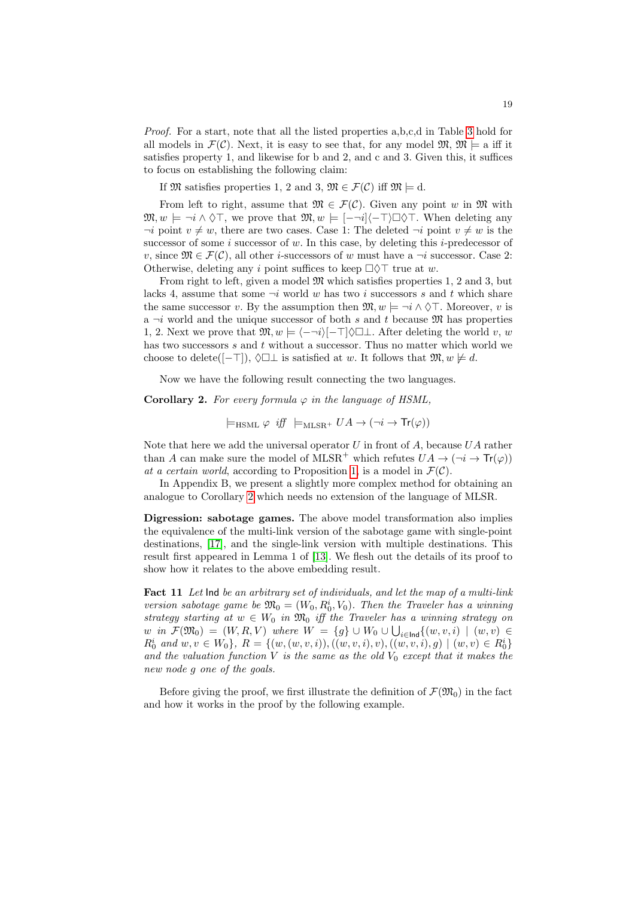*Proof.* For a start, note that all the listed properties a,b,c,d in Table 3 hold for all models in $\mathcal{F}(\mathcal{C})$. Next, it is easy to see that, for any model $\mathfrak{M}$, $\mathfrak{M} \models$ a iff it satisfies property 1, and likewise for b and 2, and c and 3. Given this, it suffices to focus on establishing the following claim:

If $\mathfrak{M}$ satisfies properties 1, 2 and 3, $\mathfrak{M} \in \mathcal{F}(\mathcal{C})$ iff $\mathfrak{M} \models$ d.

From left to right, assume that $\mathfrak{M} \in \mathcal{F}(\mathcal{C})$. Given any point $w$ in $\mathfrak{M}$ with $\mathfrak{M}, w \models \neg i \wedge \Diamond\top$, we prove that $\mathfrak{M}, w \models [-\neg i]\langle -\top\rangle\Box\Diamond\top$. When deleting any $\neg i$ point $v \neq w$, there are two cases. Case 1: The deleted $\neg i$ point $v \neq w$ is the successor of some $i$ successor of $w$. In this case, by deleting this $i$-predecessor of $v$, since $\mathfrak{M} \in \mathcal{F}(\mathcal{C})$, all other $i$-successors of $w$ must have a $\neg i$ successor. Case 2: Otherwise, deleting any $i$ point suffices to keep $\Box\Diamond\top$ true at $w$.

From right to left, given a model $\mathfrak{M}$ which satisfies properties 1, 2 and 3, but lacks 4, assume that some $\neg i$ world $w$ has two $i$ successors $s$ and $t$ which share the same successor $v$. By the assumption then $\mathfrak{M}, w \models \neg i \wedge \Diamond\top$. Moreover, $v$ is a $\neg i$ world and the unique successor of both $s$ and $t$ because $\mathfrak{M}$ has properties 1, 2. Next we prove that $\mathfrak{M}, w \models \langle -\neg i\rangle[-\top]\Diamond\Box\bot$. After deleting the world $v$, $w$ has two successors $s$ and $t$ without a successor. Thus no matter which world we choose to delete($[-\top]$), $\Diamond\Box\bot$ is satisfied at $w$. It follows that $\mathfrak{M}, w \not\models d$.

Now we have the following result connecting the two languages.

**Corollary 2.** *For every formula $\varphi$ in the language of HSML,*

$$\models_{\text{HSML}} \varphi \;\; \textit{iff} \;\; \models_{\text{MLSR}^+} UA \to (\neg i \to \mathsf{Tr}(\varphi))$$

Note that here we add the universal operator $U$ in front of $A$, because $UA$ rather than $A$ can make sure the model of $\text{MLSR}^+$ which refutes $UA \to (\neg i \to \mathsf{Tr}(\varphi))$ *at a certain world*, according to Proposition 1, is a model in $\mathcal{F}(\mathcal{C})$.

In Appendix B, we present a slightly more complex method for obtaining an analogue to Corollary 2 which needs no extension of the language of MLSR.

**Digression: sabotage games.** The above model transformation also implies the equivalence of the multi-link version of the sabotage game with single-point destinations, [17], and the single-link version with multiple destinations. This result first appeared in Lemma 1 of [13]. We flesh out the details of its proof to show how it relates to the above embedding result.

**Fact 11** *Let $\mathsf{Ind}$ be an arbitrary set of individuals, and let the map of a multi-link version sabotage game be $\mathfrak{M}_0 = (W_0, R_0^i, V_0)$. Then the Traveler has a winning strategy starting at $w \in W_0$ in $\mathfrak{M}_0$ iff the Traveler has a winning strategy on $w$ in $\mathcal{F}(\mathfrak{M}_0) = (W, R, V)$ where $W = \{g\} \cup W_0 \cup \bigcup_{i \in \mathsf{Ind}}\{(w, v, i) \mid (w, v) \in R_0^i \text{ and } w, v \in W_0\}$, $R = \{(w, (w, v, i)), ((w, v, i), v), ((w, v, i), g) \mid (w, v) \in R_0^i\}$ and the valuation function $V$ is the same as the old $V_0$ except that it makes the new node $g$ one of the goals.*

Before giving the proof, we first illustrate the definition of $\mathcal{F}(\mathfrak{M}_0)$ in the fact and how it works in the proof by the following example.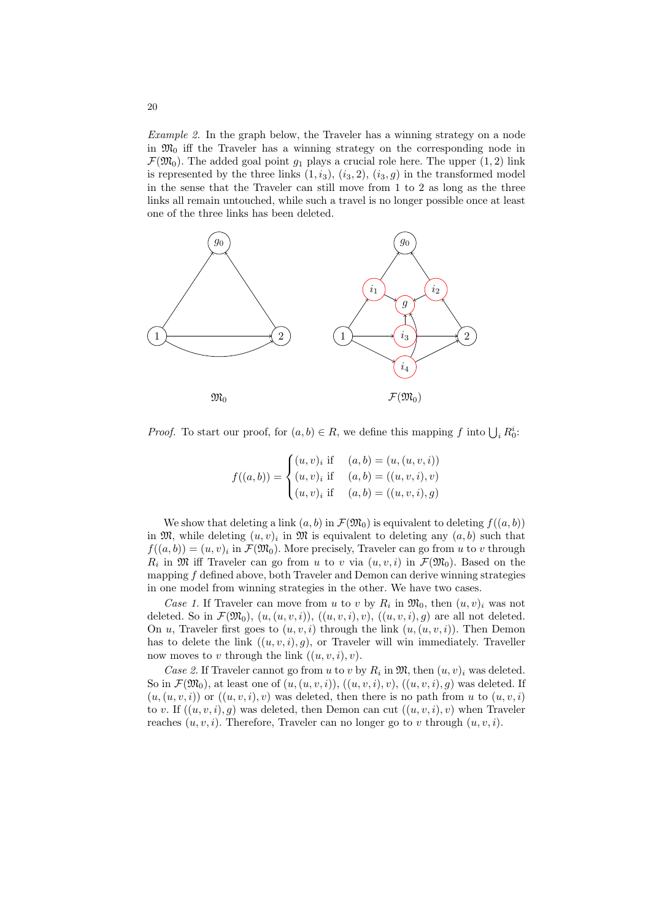*Example 2.* In the graph below, the Traveler has a winning strategy on a node in $\mathfrak{M}_0$ iff the Traveler has a winning strategy on the corresponding node in $\mathcal{F}(\mathfrak{M}_0)$. The added goal point $g_1$ plays a crucial role here. The upper $(1,2)$ link is represented by the three links $(1,i_3)$, $(i_3,2)$, $(i_3,g)$ in the transformed model in the sense that the Traveler can still move from 1 to 2 as long as the three links all remain untouched, while such a travel is no longer possible once at least one of the three links has been deleted.

$g_0$

1

2

$\mathfrak{M}_0$

$g_0$

$i_1$

$i_2$

$g$

1

$i_3$

2

$i_4$

$\mathcal{F}(\mathfrak{M}_0)$

*Proof.* To start our proof, for $(a,b) \in R$, we define this mapping $f$ into $\bigcup_i R_0^i$:

$$f((a,b)) = \begin{cases} (u,v)_i \text{ if } & (a,b) = (u,(u,v,i)) \\ (u,v)_i \text{ if } & (a,b) = ((u,v,i),v) \\ (u,v)_i \text{ if } & (a,b) = ((u,v,i),g) \end{cases}$$

We show that deleting a link $(a,b)$ in $\mathcal{F}(\mathfrak{M}_0)$ is equivalent to deleting $f((a,b))$ in $\mathfrak{M}$, while deleting $(u,v)_i$ in $\mathfrak{M}$ is equivalent to deleting any $(a,b)$ such that $f((a,b)) = (u,v)_i$ in $\mathcal{F}(\mathfrak{M}_0)$. More precisely, Traveler can go from $u$ to $v$ through $R_i$ in $\mathfrak{M}$ iff Traveler can go from $u$ to $v$ via $(u,v,i)$ in $\mathcal{F}(\mathfrak{M}_0)$. Based on the mapping $f$ defined above, both Traveler and Demon can derive winning strategies in one model from winning strategies in the other. We have two cases.

*Case 1.* If Traveler can move from $u$ to $v$ by $R_i$ in $\mathfrak{M}_0$, then $(u,v)_i$ was not deleted. So in $\mathcal{F}(\mathfrak{M}_0)$, $(u,(u,v,i))$, $((u,v,i),v)$, $((u,v,i),g)$ are all not deleted. On $u$, Traveler first goes to $(u,v,i)$ through the link $(u,(u,v,i))$. Then Demon has to delete the link $((u,v,i),g)$, or Traveler will win immediately. Traveller now moves to $v$ through the link $((u,v,i),v)$.

*Case 2.* If Traveler cannot go from $u$ to $v$ by $R_i$ in $\mathfrak{M}$, then $(u,v)_i$ was deleted. So in $\mathcal{F}(\mathfrak{M}_0)$, at least one of $(u,(u,v,i))$, $((u,v,i),v)$, $((u,v,i),g)$ was deleted. If $(u,(u,v,i))$ or $((u,v,i),v)$ was deleted, then there is no path from $u$ to $(u,v,i)$ to $v$. If $((u,v,i),g)$ was deleted, then Demon can cut $((u,v,i),v)$ when Traveler reaches $(u,v,i)$. Therefore, Traveler can no longer go to $v$ through $(u,v,i)$.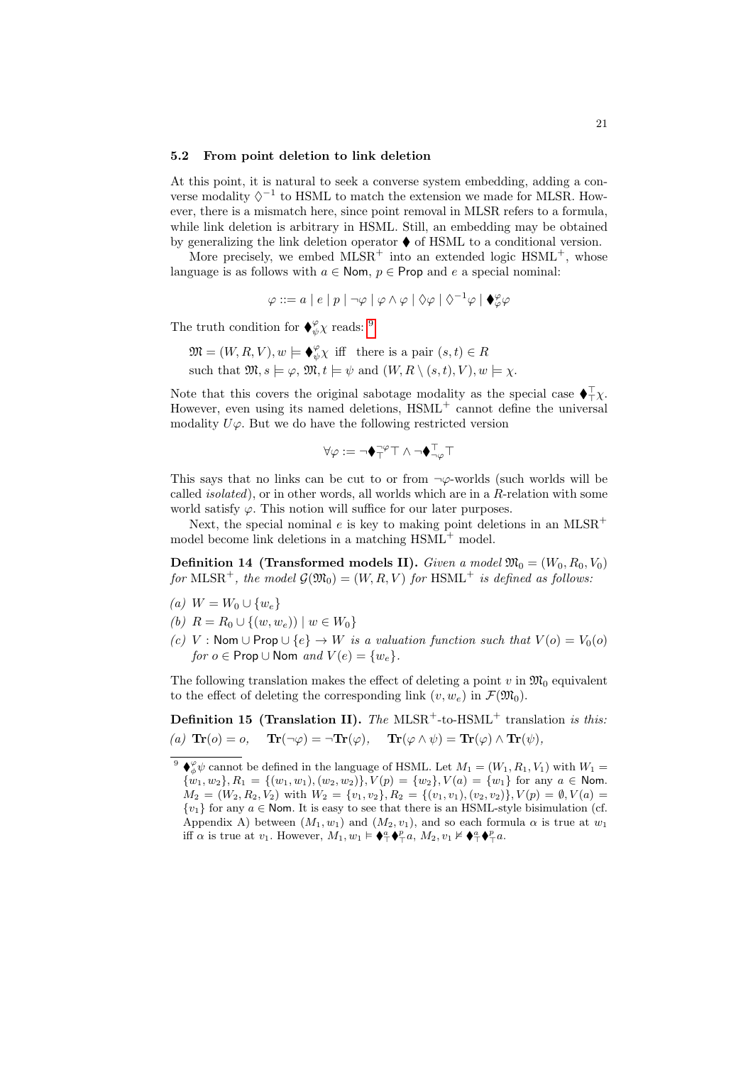### 5.2 From point deletion to link deletion

At this point, it is natural to seek a converse system embedding, adding a converse modality $\Diamond^{-1}$ to HSML to match the extension we made for MLSR. However, there is a mismatch here, since point removal in MLSR refers to a formula, while link deletion is arbitrary in HSML. Still, an embedding may be obtained by generalizing the link deletion operator $\blacklozenge$ of HSML to a conditional version.

More precisely, we embed MLSR$^+$ into an extended logic HSML$^+$, whose language is as follows with $a \in \mathsf{Nom}$, $p \in \mathsf{Prop}$ and $e$ a special nominal:

$$\varphi ::= a \mid e \mid p \mid \neg\varphi \mid \varphi \wedge \varphi \mid \Diamond\varphi \mid \Diamond^{-1}\varphi \mid \blacklozenge^{\varphi}_{\varphi}\varphi$$

The truth condition for $\blacklozenge^{\varphi}_{\psi}\chi$ reads: [9]

$\mathfrak{M} = (W, R, V), w \models \blacklozenge^{\varphi}_{\psi}\chi$ iff there is a pair $(s, t) \in R$ such that $\mathfrak{M}, s \models \varphi$, $\mathfrak{M}, t \models \psi$ and $(W, R \setminus (s, t), V), w \models \chi$.

Note that this covers the original sabotage modality as the special case $\blacklozenge^{\top}_{\top}\chi$. However, even using its named deletions, HSML$^+$ cannot define the universal modality $U\varphi$. But we do have the following restricted version

$$\forall\varphi := \neg\blacklozenge^{\neg\varphi}_{\top}\top \wedge \neg\blacklozenge^{\top}_{\neg\varphi}\top$$

This says that no links can be cut to or from $\neg\varphi$-worlds (such worlds will be called *isolated*), or in other words, all worlds which are in a $R$-relation with some world satisfy $\varphi$. This notion will suffice for our later purposes.

Next, the special nominal $e$ is key to making point deletions in an MLSR$^+$ model become link deletions in a matching HSML$^+$ model.

**Definition 14 (Transformed models II).** *Given a model $\mathfrak{M}_0 = (W_0, R_0, V_0)$ for* MLSR$^+$*, the model $\mathcal{G}(\mathfrak{M}_0) = (W, R, V)$ for* HSML$^+$ *is defined as follows:*

*(a)* $W = W_0 \cup \{w_e\}$

*(b)* $R = R_0 \cup \{(w, w_e)) \mid w \in W_0\}$

*(c)* $V : \mathsf{Nom} \cup \mathsf{Prop} \cup \{e\} \to W$ *is a valuation function such that* $V(o) = V_0(o)$ *for* $o \in \mathsf{Prop} \cup \mathsf{Nom}$ *and* $V(e) = \{w_e\}$.

The following translation makes the effect of deleting a point $v$ in $\mathfrak{M}_0$ equivalent to the effect of deleting the corresponding link $(v, w_e)$ in $\mathcal{F}(\mathfrak{M}_0)$.

**Definition 15 (Translation II).** *The* MLSR$^+$-to-HSML$^+$ *translation is this:*

*(a)* $\mathbf{Tr}(o) = o$, $\quad \mathbf{Tr}(\neg\varphi) = \neg\mathbf{Tr}(\varphi)$, $\quad \mathbf{Tr}(\varphi \wedge \psi) = \mathbf{Tr}(\varphi) \wedge \mathbf{Tr}(\psi)$,

---

[9] $\blacklozenge^{\varphi}_{\phi}\psi$ cannot be defined in the language of HSML. Let $M_1 = (W_1, R_1, V_1)$ with $W_1 = \{w_1, w_2\}$, $R_1 = \{(w_1, w_1), (w_2, w_2)\}$, $V(p) = \{w_2\}$, $V(a) = \{w_1\}$ for any $a \in \mathsf{Nom}$. $M_2 = (W_2, R_2, V_2)$ with $W_2 = \{v_1, v_2\}$, $R_2 = \{(v_1, v_1), (v_2, v_2)\}$, $V(p) = \emptyset$, $V(a) = \{v_1\}$ for any $a \in \mathsf{Nom}$. It is easy to see that there is an HSML-style bisimulation (cf. Appendix A) between $(M_1, w_1)$ and $(M_2, v_1)$, and so each formula $\alpha$ is true at $w_1$ iff $\alpha$ is true at $v_1$. However, $M_1, w_1 \models \blacklozenge^{a}_{\top}\blacklozenge^{p}_{\top}a$, $M_2, v_1 \not\models \blacklozenge^{a}_{\top}\blacklozenge^{p}_{\top}a$.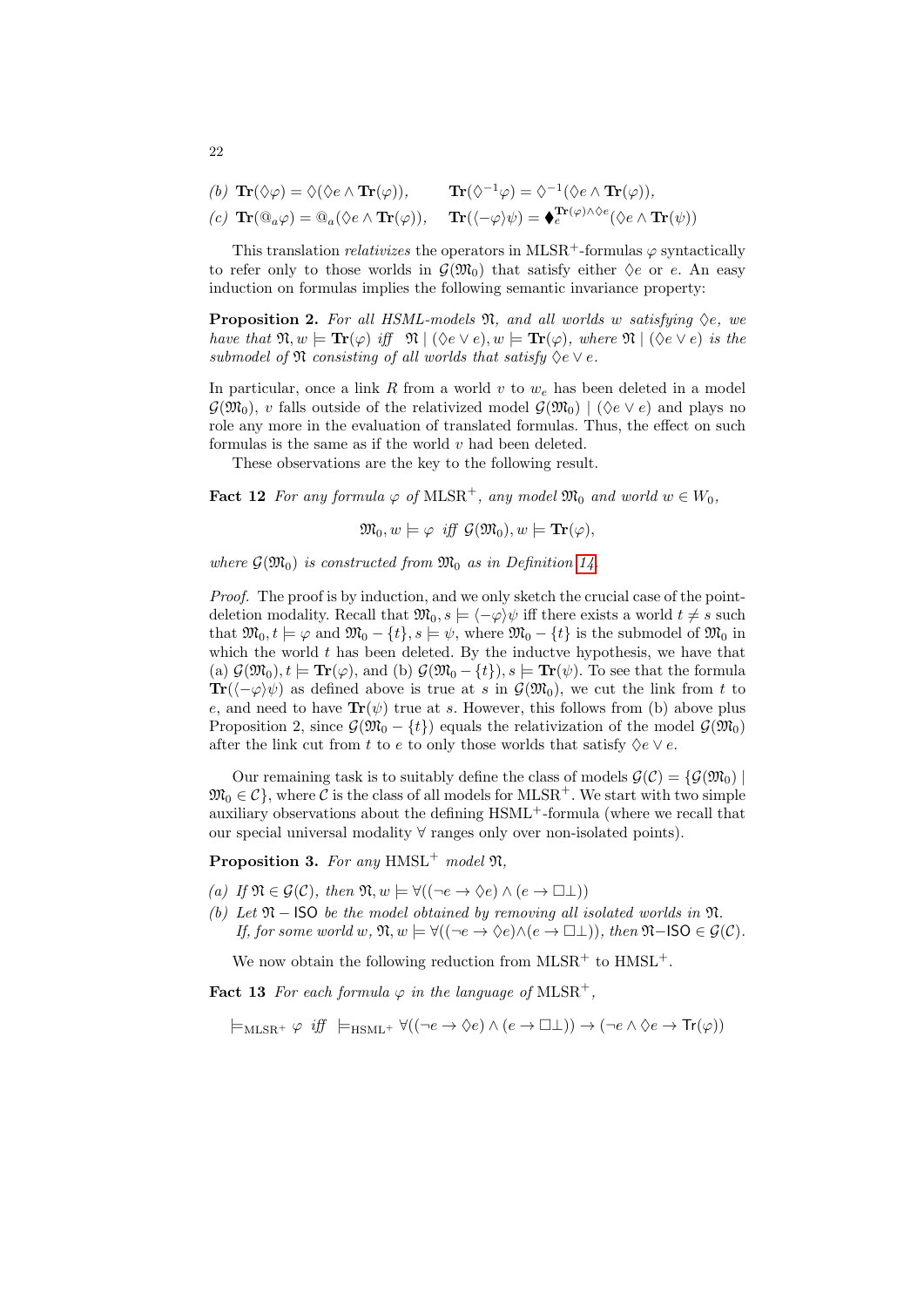(b) $\mathbf{Tr}(\Diamond\varphi) = \Diamond(\Diamond e \wedge \mathbf{Tr}(\varphi))$, $\quad \mathbf{Tr}(\Diamond^{-1}\varphi) = \Diamond^{-1}(\Diamond e \wedge \mathbf{Tr}(\varphi))$,

(c) $\mathbf{Tr}(@_a\varphi) = @_a(\Diamond e \wedge \mathbf{Tr}(\varphi))$, $\quad \mathbf{Tr}(\langle -\varphi \rangle \psi) = \blacklozenge_e^{\mathbf{Tr}(\varphi) \wedge \Diamond e}(\Diamond e \wedge \mathbf{Tr}(\psi))$

This translation *relativizes* the operators in MLSR$^+$-formulas $\varphi$ syntactically to refer only to those worlds in $\mathcal{G}(\mathfrak{M}_0)$ that satisfy either $\Diamond e$ or $e$. An easy induction on formulas implies the following semantic invariance property:

**Proposition 2.** *For all HSML-models $\mathfrak{N}$, and all worlds $w$ satisfying $\Diamond e$, we have that $\mathfrak{N}, w \models \mathbf{Tr}(\varphi)$ iff $\mathfrak{N} \mid (\Diamond e \vee e), w \models \mathbf{Tr}(\varphi)$, where $\mathfrak{N} \mid (\Diamond e \vee e)$ is the submodel of $\mathfrak{N}$ consisting of all worlds that satisfy $\Diamond e \vee e$.*

In particular, once a link $R$ from a world $v$ to $w_e$ has been deleted in a model $\mathcal{G}(\mathfrak{M}_0)$, $v$ falls outside of the relativized model $\mathcal{G}(\mathfrak{M}_0) \mid (\Diamond e \vee e)$ and plays no role any more in the evaluation of translated formulas. Thus, the effect on such formulas is the same as if the world $v$ had been deleted.

These observations are the key to the following result.

**Fact 12** *For any formula $\varphi$ of* MLSR$^+$*, any model $\mathfrak{M}_0$ and world $w \in W_0$,*

$$\mathfrak{M}_0, w \models \varphi \ \textit{ iff } \ \mathcal{G}(\mathfrak{M}_0), w \models \mathbf{Tr}(\varphi),$$

*where $\mathcal{G}(\mathfrak{M}_0)$ is constructed from $\mathfrak{M}_0$ as in Definition 14.*

*Proof.* The proof is by induction, and we only sketch the crucial case of the point-deletion modality. Recall that $\mathfrak{M}_0, s \models \langle -\varphi \rangle \psi$ iff there exists a world $t \neq s$ such that $\mathfrak{M}_0, t \models \varphi$ and $\mathfrak{M}_0 - \{t\}, s \models \psi$, where $\mathfrak{M}_0 - \{t\}$ is the submodel of $\mathfrak{M}_0$ in which the world $t$ has been deleted. By the inductve hypothesis, we have that (a) $\mathcal{G}(\mathfrak{M}_0), t \models \mathbf{Tr}(\varphi)$, and (b) $\mathcal{G}(\mathfrak{M}_0 - \{t\}), s \models \mathbf{Tr}(\psi)$. To see that the formula $\mathbf{Tr}(\langle -\varphi \rangle \psi)$ as defined above is true at $s$ in $\mathcal{G}(\mathfrak{M}_0)$, we cut the link from $t$ to $e$, and need to have $\mathbf{Tr}(\psi)$ true at $s$. However, this follows from (b) above plus Proposition 2, since $\mathcal{G}(\mathfrak{M}_0 - \{t\})$ equals the relativization of the model $\mathcal{G}(\mathfrak{M}_0)$ after the link cut from $t$ to $e$ to only those worlds that satisfy $\Diamond e \vee e$.

Our remaining task is to suitably define the class of models $\mathcal{G}(\mathcal{C}) = \{\mathcal{G}(\mathfrak{M}_0) \mid \mathfrak{M}_0 \in \mathcal{C}\}$, where $\mathcal{C}$ is the class of all models for MLSR$^+$. We start with two simple auxiliary observations about the defining HSML$^+$-formula (where we recall that our special universal modality $\forall$ ranges only over non-isolated points).

**Proposition 3.** *For any* HMSL$^+$ *model $\mathfrak{N}$,*

*(a) If $\mathfrak{N} \in \mathcal{G}(\mathcal{C})$, then $\mathfrak{N}, w \models \forall((\neg e \to \Diamond e) \wedge (e \to \Box\bot))$*

*(b) Let $\mathfrak{N} - \mathsf{ISO}$ be the model obtained by removing all isolated worlds in $\mathfrak{N}$. If, for some world $w$, $\mathfrak{N}, w \models \forall((\neg e \to \Diamond e) \wedge (e \to \Box\bot))$, then $\mathfrak{N} - \mathsf{ISO} \in \mathcal{G}(\mathcal{C})$.*

We now obtain the following reduction from MLSR$^+$ to HSML$^+$.

**Fact 13** *For each formula $\varphi$ in the language of* MLSR$^+$*,*

$$\models_{\mathrm{MLSR}^+} \varphi \ \textit{ iff } \ \models_{\mathrm{HSML}^+} \forall((\neg e \to \Diamond e) \wedge (e \to \Box\bot)) \to (\neg e \wedge \Diamond e \to \mathsf{Tr}(\varphi))$$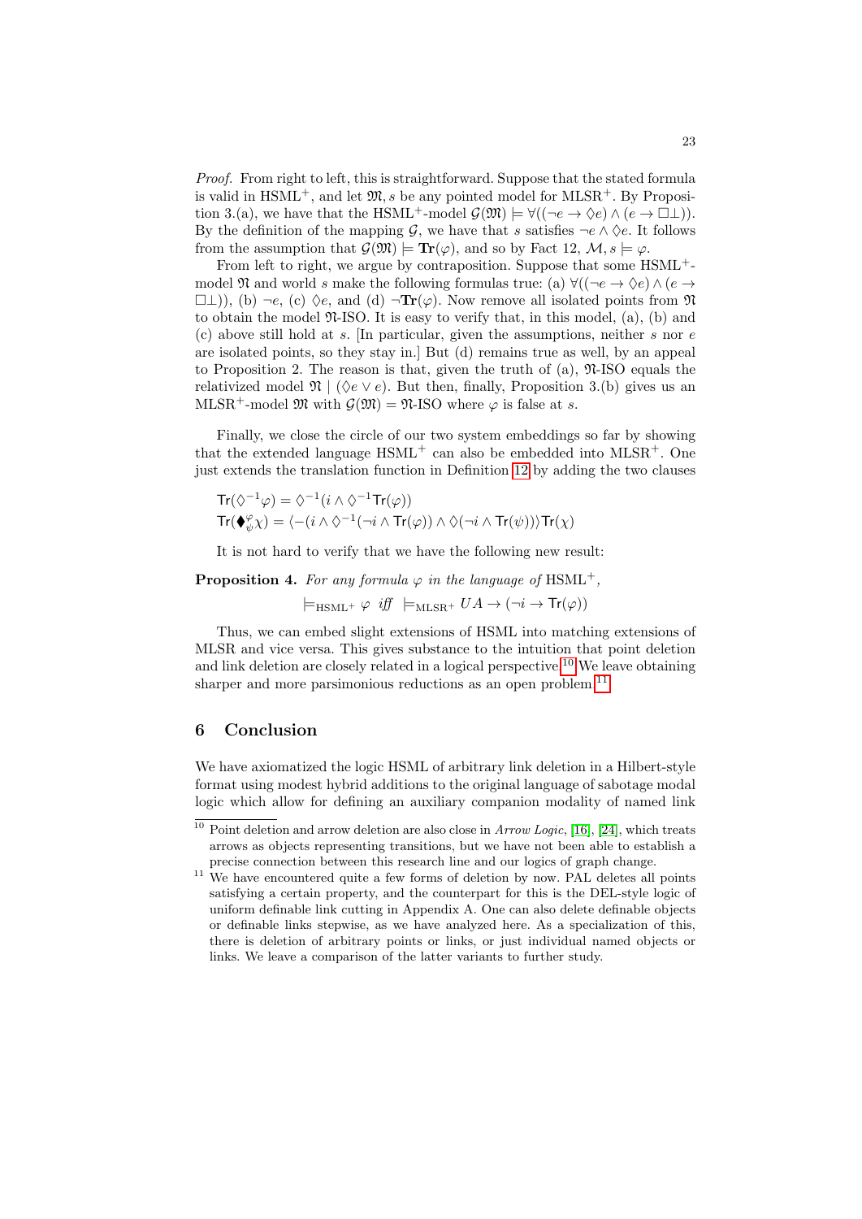*Proof.* From right to left, this is straightforward. Suppose that the stated formula is valid in HSML$^+$, and let $\mathfrak{M}, s$ be any pointed model for MLSR$^+$. By Proposition 3.(a), we have that the HSML$^+$-model $\mathcal{G}(\mathfrak{M}) \models \forall((\neg e \rightarrow \Diamond e) \wedge (e \rightarrow \Box\bot))$. By the definition of the mapping $\mathcal{G}$, we have that $s$ satisfies $\neg e \wedge \Diamond e$. It follows from the assumption that $\mathcal{G}(\mathfrak{M}) \models \mathbf{Tr}(\varphi)$, and so by Fact 12, $\mathcal{M}, s \models \varphi$.

From left to right, we argue by contraposition. Suppose that some HSML$^+$-model $\mathfrak{N}$ and world $s$ make the following formulas true: (a) $\forall((\neg e \rightarrow \Diamond e) \wedge (e \rightarrow \Box\bot))$, (b) $\neg e$, (c) $\Diamond e$, and (d) $\neg\mathbf{Tr}(\varphi)$. Now remove all isolated points from $\mathfrak{N}$ to obtain the model $\mathfrak{N}$-ISO. It is easy to verify that, in this model, (a), (b) and (c) above still hold at $s$. [In particular, given the assumptions, neither $s$ nor $e$ are isolated points, so they stay in.] But (d) remains true as well, by an appeal to Proposition 2. The reason is that, given the truth of (a), $\mathfrak{N}$-ISO equals the relativized model $\mathfrak{N} \mid (\Diamond e \vee e)$. But then, finally, Proposition 3.(b) gives us an MLSR$^+$-model $\mathfrak{M}$ with $\mathcal{G}(\mathfrak{M}) = \mathfrak{N}$-ISO where $\varphi$ is false at $s$.

Finally, we close the circle of our two system embeddings so far by showing that the extended language HSML$^+$ can also be embedded into MLSR$^+$. One just extends the translation function in Definition 12 by adding the two clauses

$$\mathsf{Tr}(\Diamond^{-1}\varphi) = \Diamond^{-1}(i \wedge \Diamond^{-1}\mathsf{Tr}(\varphi))$$
$$\mathsf{Tr}(\blacklozenge^{\varphi}_{\psi}\chi) = \langle -(i \wedge \Diamond^{-1}(\neg i \wedge \mathsf{Tr}(\varphi)) \wedge \Diamond(\neg i \wedge \mathsf{Tr}(\psi))\rangle \mathsf{Tr}(\chi)$$

It is not hard to verify that we have the following new result:

**Proposition 4.** *For any formula $\varphi$ in the language of* HSML$^+$,

$$\models_{\text{HSML}^+} \varphi \;\; \textit{iff} \;\; \models_{\text{MLSR}^+} UA \rightarrow (\neg i \rightarrow \mathsf{Tr}(\varphi))$$

Thus, we can embed slight extensions of HSML into matching extensions of MLSR and vice versa. This gives substance to the intuition that point deletion and link deletion are closely related in a logical perspective.[10] We leave obtaining sharper and more parsimonious reductions as an open problem.[11]

## 6 Conclusion

We have axiomatized the logic HSML of arbitrary link deletion in a Hilbert-style format using modest hybrid additions to the original language of sabotage modal logic which allow for defining an auxiliary companion modality of named link

[10] Point deletion and arrow deletion are also close in *Arrow Logic*, [16], [24], which treats arrows as objects representing transitions, but we have not been able to establish a precise connection between this research line and our logics of graph change.

[11] We have encountered quite a few forms of deletion by now. PAL deletes all points satisfying a certain property, and the counterpart for this is the DEL-style logic of uniform definable link cutting in Appendix A. One can also delete definable objects or definable links stepwise, as we have analyzed here. As a specialization of this, there is deletion of arbitrary points or links, or just individual named objects or links. We leave a comparison of the latter variants to further study.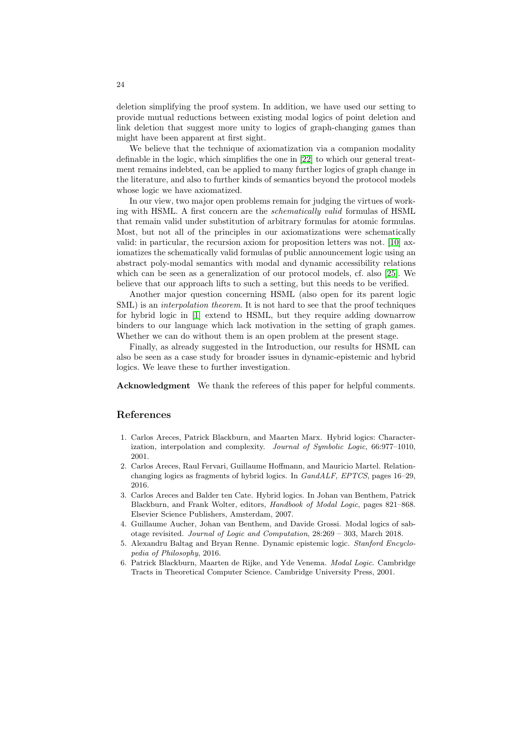deletion simplifying the proof system. In addition, we have used our setting to provide mutual reductions between existing modal logics of point deletion and link deletion that suggest more unity to logics of graph-changing games than might have been apparent at first sight.

We believe that the technique of axiomatization via a companion modality definable in the logic, which simplifies the one in [22] to which our general treatment remains indebted, can be applied to many further logics of graph change in the literature, and also to further kinds of semantics beyond the protocol models whose logic we have axiomatized.

In our view, two major open problems remain for judging the virtues of working with HSML. A first concern are the *schematically valid* formulas of HSML that remain valid under substitution of arbitrary formulas for atomic formulas. Most, but not all of the principles in our axiomatizations were schematically valid: in particular, the recursion axiom for proposition letters was not. [10] axiomatizes the schematically valid formulas of public announcement logic using an abstract poly-modal semantics with modal and dynamic accessibility relations which can be seen as a generalization of our protocol models, cf. also [25]. We believe that our approach lifts to such a setting, but this needs to be verified.

Another major question concerning HSML (also open for its parent logic SML) is an *interpolation theorem*. It is not hard to see that the proof techniques for hybrid logic in [1] extend to HSML, but they require adding downarrow binders to our language which lack motivation in the setting of graph games. Whether we can do without them is an open problem at the present stage.

Finally, as already suggested in the Introduction, our results for HSML can also be seen as a case study for broader issues in dynamic-epistemic and hybrid logics. We leave these to further investigation.

**Acknowledgment** We thank the referees of this paper for helpful comments.

## References

1. Carlos Areces, Patrick Blackburn, and Maarten Marx. Hybrid logics: Characterization, interpolation and complexity. *Journal of Symbolic Logic*, 66:977–1010, 2001.
2. Carlos Areces, Raul Fervari, Guillaume Hoffmann, and Mauricio Martel. Relation-changing logics as fragments of hybrid logics. In *GandALF, EPTCS*, pages 16–29, 2016.
3. Carlos Areces and Balder ten Cate. Hybrid logics. In Johan van Benthem, Patrick Blackburn, and Frank Wolter, editors, *Handbook of Modal Logic*, pages 821–868. Elsevier Science Publishers, Amsterdam, 2007.
4. Guillaume Aucher, Johan van Benthem, and Davide Grossi. Modal logics of sabotage revisited. *Journal of Logic and Computation*, 28:269 – 303, March 2018.
5. Alexandru Baltag and Bryan Renne. Dynamic epistemic logic. *Stanford Encyclopedia of Philosophy*, 2016.
6. Patrick Blackburn, Maarten de Rijke, and Yde Venema. *Modal Logic*. Cambridge Tracts in Theoretical Computer Science. Cambridge University Press, 2001.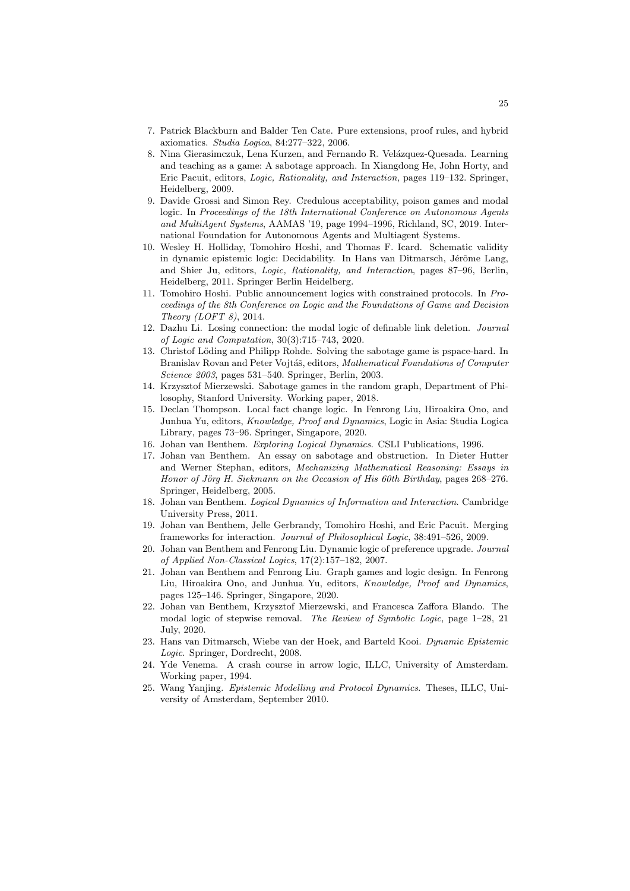7. Patrick Blackburn and Balder Ten Cate. Pure extensions, proof rules, and hybrid axiomatics. *Studia Logica*, 84:277–322, 2006.
8. Nina Gierasimczuk, Lena Kurzen, and Fernando R. Velázquez-Quesada. Learning and teaching as a game: A sabotage approach. In Xiangdong He, John Horty, and Eric Pacuit, editors, *Logic, Rationality, and Interaction*, pages 119–132. Springer, Heidelberg, 2009.
9. Davide Grossi and Simon Rey. Credulous acceptability, poison games and modal logic. In *Proceedings of the 18th International Conference on Autonomous Agents and MultiAgent Systems*, AAMAS '19, page 1994–1996, Richland, SC, 2019. International Foundation for Autonomous Agents and Multiagent Systems.
10. Wesley H. Holliday, Tomohiro Hoshi, and Thomas F. Icard. Schematic validity in dynamic epistemic logic: Decidability. In Hans van Ditmarsch, Jérôme Lang, and Shier Ju, editors, *Logic, Rationality, and Interaction*, pages 87–96, Berlin, Heidelberg, 2011. Springer Berlin Heidelberg.
11. Tomohiro Hoshi. Public announcement logics with constrained protocols. In *Proceedings of the 8th Conference on Logic and the Foundations of Game and Decision Theory (LOFT 8)*, 2014.
12. Dazhu Li. Losing connection: the modal logic of definable link deletion. *Journal of Logic and Computation*, 30(3):715–743, 2020.
13. Christof Löding and Philipp Rohde. Solving the sabotage game is pspace-hard. In Branislav Rovan and Peter Vojtáš, editors, *Mathematical Foundations of Computer Science 2003*, pages 531–540. Springer, Berlin, 2003.
14. Krzysztof Mierzewski. Sabotage games in the random graph, Department of Philosophy, Stanford University. Working paper, 2018.
15. Declan Thompson. Local fact change logic. In Fenrong Liu, Hiroakira Ono, and Junhua Yu, editors, *Knowledge, Proof and Dynamics*, Logic in Asia: Studia Logica Library, pages 73–96. Springer, Singapore, 2020.
16. Johan van Benthem. *Exploring Logical Dynamics*. CSLI Publications, 1996.
17. Johan van Benthem. An essay on sabotage and obstruction. In Dieter Hutter and Werner Stephan, editors, *Mechanizing Mathematical Reasoning: Essays in Honor of Jörg H. Siekmann on the Occasion of His 60th Birthday*, pages 268–276. Springer, Heidelberg, 2005.
18. Johan van Benthem. *Logical Dynamics of Information and Interaction*. Cambridge University Press, 2011.
19. Johan van Benthem, Jelle Gerbrandy, Tomohiro Hoshi, and Eric Pacuit. Merging frameworks for interaction. *Journal of Philosophical Logic*, 38:491–526, 2009.
20. Johan van Benthem and Fenrong Liu. Dynamic logic of preference upgrade. *Journal of Applied Non-Classical Logics*, 17(2):157–182, 2007.
21. Johan van Benthem and Fenrong Liu. Graph games and logic design. In Fenrong Liu, Hiroakira Ono, and Junhua Yu, editors, *Knowledge, Proof and Dynamics*, pages 125–146. Springer, Singapore, 2020.
22. Johan van Benthem, Krzysztof Mierzewski, and Francesca Zaffora Blando. The modal logic of stepwise removal. *The Review of Symbolic Logic*, page 1–28, 21 July, 2020.
23. Hans van Ditmarsch, Wiebe van der Hoek, and Barteld Kooi. *Dynamic Epistemic Logic*. Springer, Dordrecht, 2008.
24. Yde Venema. A crash course in arrow logic, ILLC, University of Amsterdam. Working paper, 1994.
25. Wang Yanjing. *Epistemic Modelling and Protocol Dynamics*. Theses, ILLC, University of Amsterdam, September 2010.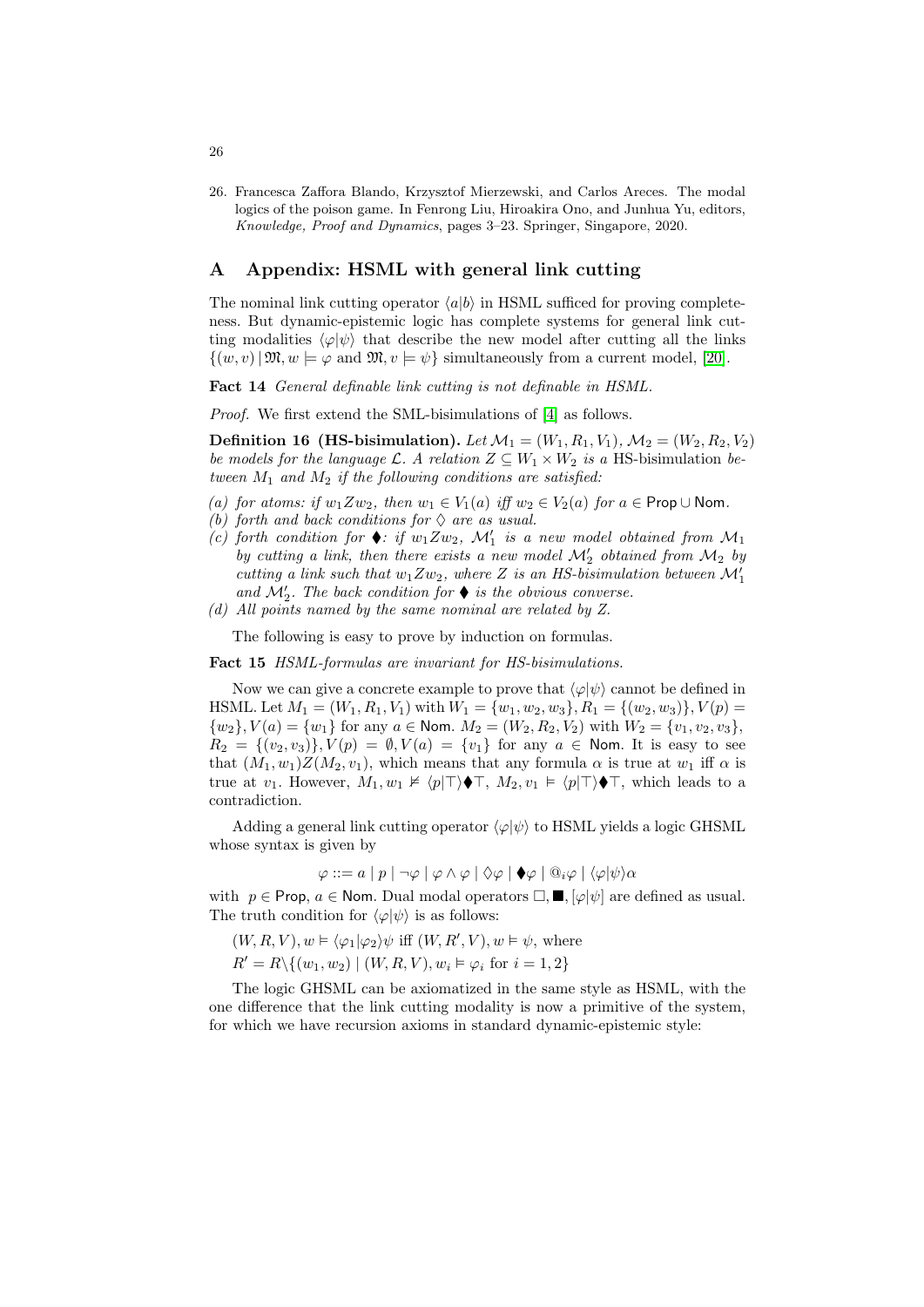26. Francesca Zaffora Blando, Krzysztof Mierzewski, and Carlos Areces. The modal logics of the poison game. In Fenrong Liu, Hiroakira Ono, and Junhua Yu, editors, *Knowledge, Proof and Dynamics*, pages 3–23. Springer, Singapore, 2020.

# A Appendix: HSML with general link cutting

The nominal link cutting operator $\langle a|b\rangle$ in HSML sufficed for proving completeness. But dynamic-epistemic logic has complete systems for general link cutting modalities $\langle\varphi|\psi\rangle$ that describe the new model after cutting all the links $\{(w,v) \mid \mathfrak{M}, w \models \varphi \text{ and } \mathfrak{M}, v \models \psi\}$ simultaneously from a current model, [20].

**Fact 14** *General definable link cutting is not definable in HSML.*

*Proof.* We first extend the SML-bisimulations of [4] as follows.

**Definition 16 (HS-bisimulation).** *Let $\mathcal{M}_1 = (W_1, R_1, V_1)$, $\mathcal{M}_2 = (W_2, R_2, V_2)$ be models for the language $\mathcal{L}$. A relation $Z \subseteq W_1 \times W_2$ is a* HS-bisimulation *between $M_1$ and $M_2$ if the following conditions are satisfied:*

*(a) for atoms: if $w_1 Z w_2$, then $w_1 \in V_1(a)$ iff $w_2 \in V_2(a)$ for $a \in \mathsf{Prop} \cup \mathsf{Nom}$.*
*(b) forth and back conditions for $\Diamond$ are as usual.*
*(c) forth condition for $\blacklozenge$: if $w_1 Z w_2$, $\mathcal{M}_1'$ is a new model obtained from $\mathcal{M}_1$ by cutting a link, then there exists a new model $\mathcal{M}_2'$ obtained from $\mathcal{M}_2$ by cutting a link such that $w_1 Z w_2$, where $Z$ is an HS-bisimulation between $\mathcal{M}_1'$ and $\mathcal{M}_2'$. The back condition for $\blacklozenge$ is the obvious converse.*
*(d) All points named by the same nominal are related by $Z$.*

The following is easy to prove by induction on formulas.

**Fact 15** *HSML-formulas are invariant for HS-bisimulations.*

Now we can give a concrete example to prove that $\langle\varphi|\psi\rangle$ cannot be defined in HSML. Let $M_1 = (W_1, R_1, V_1)$ with $W_1 = \{w_1, w_2, w_3\}$, $R_1 = \{(w_2, w_3)\}$, $V(p) = \{w_2\}$, $V(a) = \{w_1\}$ for any $a \in \mathsf{Nom}$. $M_2 = (W_2, R_2, V_2)$ with $W_2 = \{v_1, v_2, v_3\}$, $R_2 = \{(v_2, v_3)\}$, $V(p) = \emptyset$, $V(a) = \{v_1\}$ for any $a \in \mathsf{Nom}$. It is easy to see that $(M_1, w_1) Z (M_2, v_1)$, which means that any formula $\alpha$ is true at $w_1$ iff $\alpha$ is true at $v_1$. However, $M_1, w_1 \nvDash \langle p|\top\rangle\blacklozenge\top$, $M_2, v_1 \vDash \langle p|\top\rangle\blacklozenge\top$, which leads to a contradiction.

Adding a general link cutting operator $\langle\varphi|\psi\rangle$ to HSML yields a logic GHSML whose syntax is given by

$$\varphi ::= a \mid p \mid \neg\varphi \mid \varphi \wedge \varphi \mid \Diamond\varphi \mid \blacklozenge\varphi \mid @_i\varphi \mid \langle\varphi|\psi\rangle\alpha$$

with $p \in \mathsf{Prop}$, $a \in \mathsf{Nom}$. Dual modal operators $\Box, \blacksquare, [\varphi|\psi]$ are defined as usual. The truth condition for $\langle\varphi|\psi\rangle$ is as follows:

$(W, R, V), w \vDash \langle\varphi_1|\varphi_2\rangle\psi$ iff $(W, R', V), w \vDash \psi$, where
$R' = R \backslash \{(w_1, w_2) \mid (W, R, V), w_i \vDash \varphi_i \text{ for } i = 1, 2\}$

The logic GHSML can be axiomatized in the same style as HSML, with the one difference that the link cutting modality is now a primitive of the system, for which we have recursion axioms in standard dynamic-epistemic style: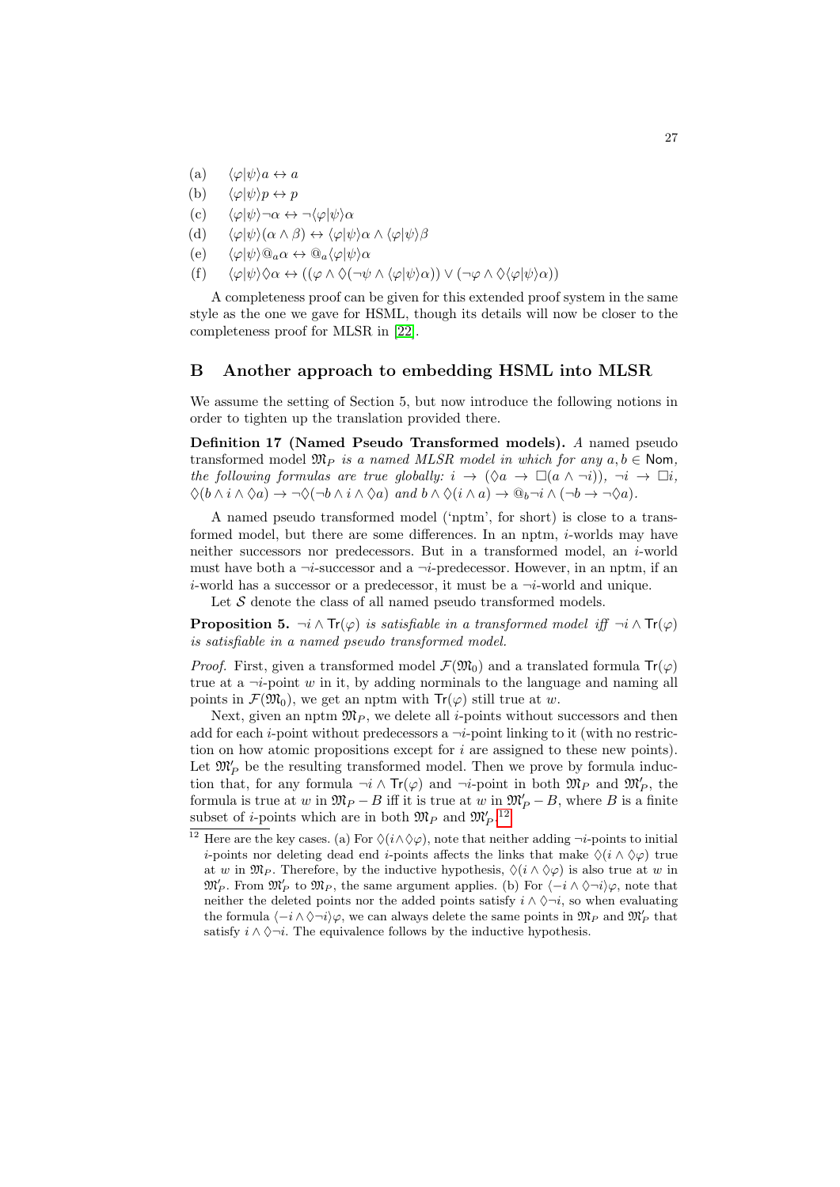(a) $\langle\varphi|\psi\rangle a \leftrightarrow a$

(b) $\langle\varphi|\psi\rangle p \leftrightarrow p$

(c) $\langle\varphi|\psi\rangle\neg\alpha \leftrightarrow \neg\langle\varphi|\psi\rangle\alpha$

(d) $\langle\varphi|\psi\rangle(\alpha \wedge \beta) \leftrightarrow \langle\varphi|\psi\rangle\alpha \wedge \langle\varphi|\psi\rangle\beta$

(e) $\langle\varphi|\psi\rangle @_a\alpha \leftrightarrow @_a\langle\varphi|\psi\rangle\alpha$

(f) $\langle\varphi|\psi\rangle\Diamond\alpha \leftrightarrow ((\varphi \wedge \Diamond(\neg\psi \wedge \langle\varphi|\psi\rangle\alpha)) \vee (\neg\varphi \wedge \Diamond\langle\varphi|\psi\rangle\alpha))$

A completeness proof can be given for this extended proof system in the same style as the one we gave for HSML, though its details will now be closer to the completeness proof for MLSR in [22].

## B Another approach to embedding HSML into MLSR

We assume the setting of Section 5, but now introduce the following notions in order to tighten up the translation provided there.

**Definition 17 (Named Pseudo Transformed models).** *A named pseudo transformed model $\mathfrak{M}_P$ is a named MLSR model in which for any $a, b \in \mathsf{Nom}$, the following formulas are true globally: $i \to (\Diamond a \to \Box(a \wedge \neg i))$, $\neg i \to \Box i$, $\Diamond(b \wedge i \wedge \Diamond a) \to \neg\Diamond(\neg b \wedge i \wedge \Diamond a)$ and $b \wedge \Diamond(i \wedge a) \to @_b\neg i \wedge (\neg b \to \neg\Diamond a)$.*

A named pseudo transformed model ('nptm', for short) is close to a transformed model, but there are some differences. In an nptm, $i$-worlds may have neither successors nor predecessors. But in a transformed model, an $i$-world must have both a $\neg i$-successor and a $\neg i$-predecessor. However, in an nptm, if an $i$-world has a successor or a predecessor, it must be a $\neg i$-world and unique.

Let $\mathcal{S}$ denote the class of all named pseudo transformed models.

**Proposition 5.** *$\neg i \wedge \mathsf{Tr}(\varphi)$ is satisfiable in a transformed model iff $\neg i \wedge \mathsf{Tr}(\varphi)$ is satisfiable in a named pseudo transformed model.*

*Proof.* First, given a transformed model $\mathcal{F}(\mathfrak{M}_0)$ and a translated formula $\mathsf{Tr}(\varphi)$ true at a $\neg i$-point $w$ in it, by adding norminals to the language and naming all points in $\mathcal{F}(\mathfrak{M}_0)$, we get an nptm with $\mathsf{Tr}(\varphi)$ still true at $w$.

Next, given an nptm $\mathfrak{M}_P$, we delete all $i$-points without successors and then add for each $i$-point without predecessors a $\neg i$-point linking to it (with no restriction on how atomic propositions except for $i$ are assigned to these new points). Let $\mathfrak{M}'_P$ be the resulting transformed model. Then we prove by formula induction that, for any formula $\neg i \wedge \mathsf{Tr}(\varphi)$ and $\neg i$-point in both $\mathfrak{M}_P$ and $\mathfrak{M}'_P$, the formula is true at $w$ in $\mathfrak{M}_P - B$ iff it is true at $w$ in $\mathfrak{M}'_P - B$, where $B$ is a finite subset of $i$-points which are in both $\mathfrak{M}_P$ and $\mathfrak{M}'_P$.[12]

[12] Here are the key cases. (a) For $\Diamond(i \wedge \Diamond\varphi)$, note that neither adding $\neg i$-points to initial $i$-points nor deleting dead end $i$-points affects the links that make $\Diamond(i \wedge \Diamond\varphi)$ true at $w$ in $\mathfrak{M}_P$. Therefore, by the inductive hypothesis, $\Diamond(i \wedge \Diamond\varphi)$ is also true at $w$ in $\mathfrak{M}'_P$. From $\mathfrak{M}'_P$ to $\mathfrak{M}_P$, the same argument applies. (b) For $\langle -i \wedge \Diamond\neg i\rangle\varphi$, note that neither the deleted points nor the added points satisfy $i \wedge \Diamond\neg i$, so when evaluating the formula $\langle -i \wedge \Diamond\neg i\rangle\varphi$, we can always delete the same points in $\mathfrak{M}_P$ and $\mathfrak{M}'_P$ that satisfy $i \wedge \Diamond\neg i$. The equivalence follows by the inductive hypothesis.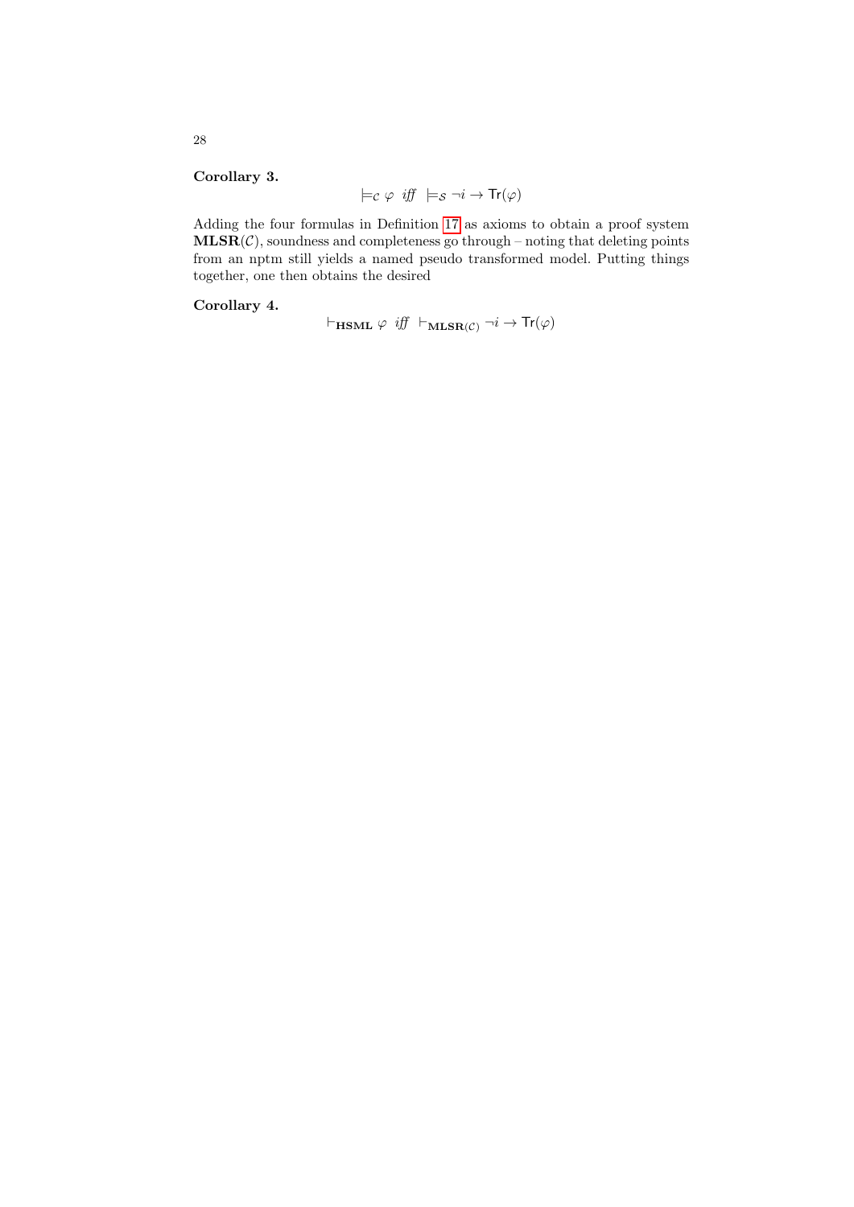**Corollary 3.**

$$\models_{\mathcal{C}} \varphi \ \textit{ iff } \ \models_{\mathcal{S}} \neg i \rightarrow \mathsf{Tr}(\varphi)$$

Adding the four formulas in Definition 17 as axioms to obtain a proof system $\mathbf{MLSR}(\mathcal{C})$, soundness and completeness go through – noting that deleting points from an nptm still yields a named pseudo transformed model. Putting things together, one then obtains the desired

**Corollary 4.**

$$\vdash_{\mathbf{HSML}} \varphi \ \textit{ iff } \ \vdash_{\mathbf{MLSR}(\mathcal{C})} \neg i \rightarrow \mathsf{Tr}(\varphi)$$